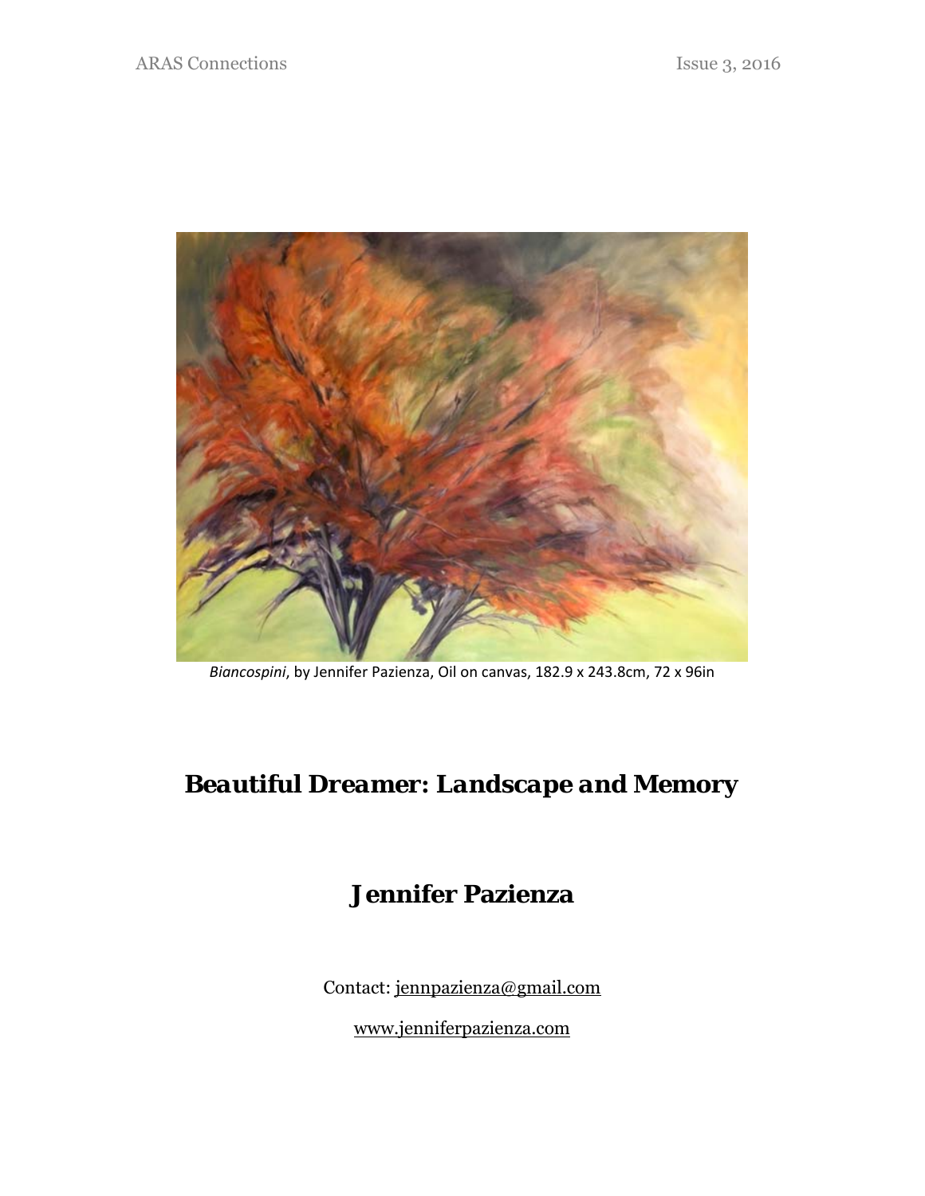*Biancospini*, by Jennifer Pazienza, Oil on canvas, 182.9 x 243.8cm, 72 x 96in

# *Beautiful Dreamer: Landscape and Memory*

## Jennifer Pazienza

Contact: jennpazienza@gmail.com

www.jenniferpazienza.com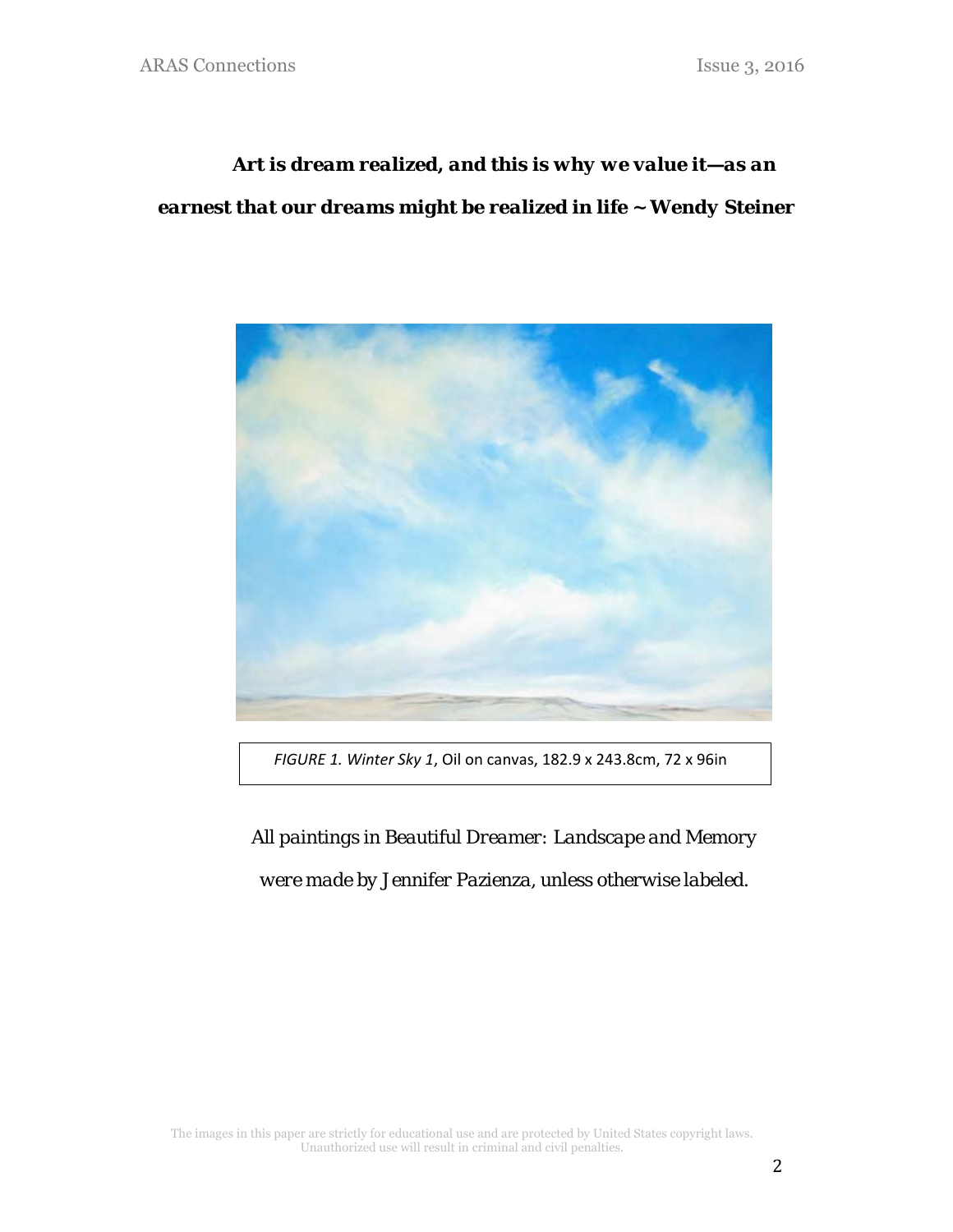***Art is dream realized, and this is why we value it—as an earnest that our dreams might be realized in life ~ Wendy Steiner***

*FIGURE 1. Winter Sky 1*, Oil on canvas, 182.9 x 243.8cm, 72 x 96in

*All paintings in Beautiful Dreamer: Landscape and Memory were made by Jennifer Pazienza, unless otherwise labeled.*

The images in this paper are strictly for educational use and are protected by United States copyright laws. Unauthorized use will result in criminal and civil penalties.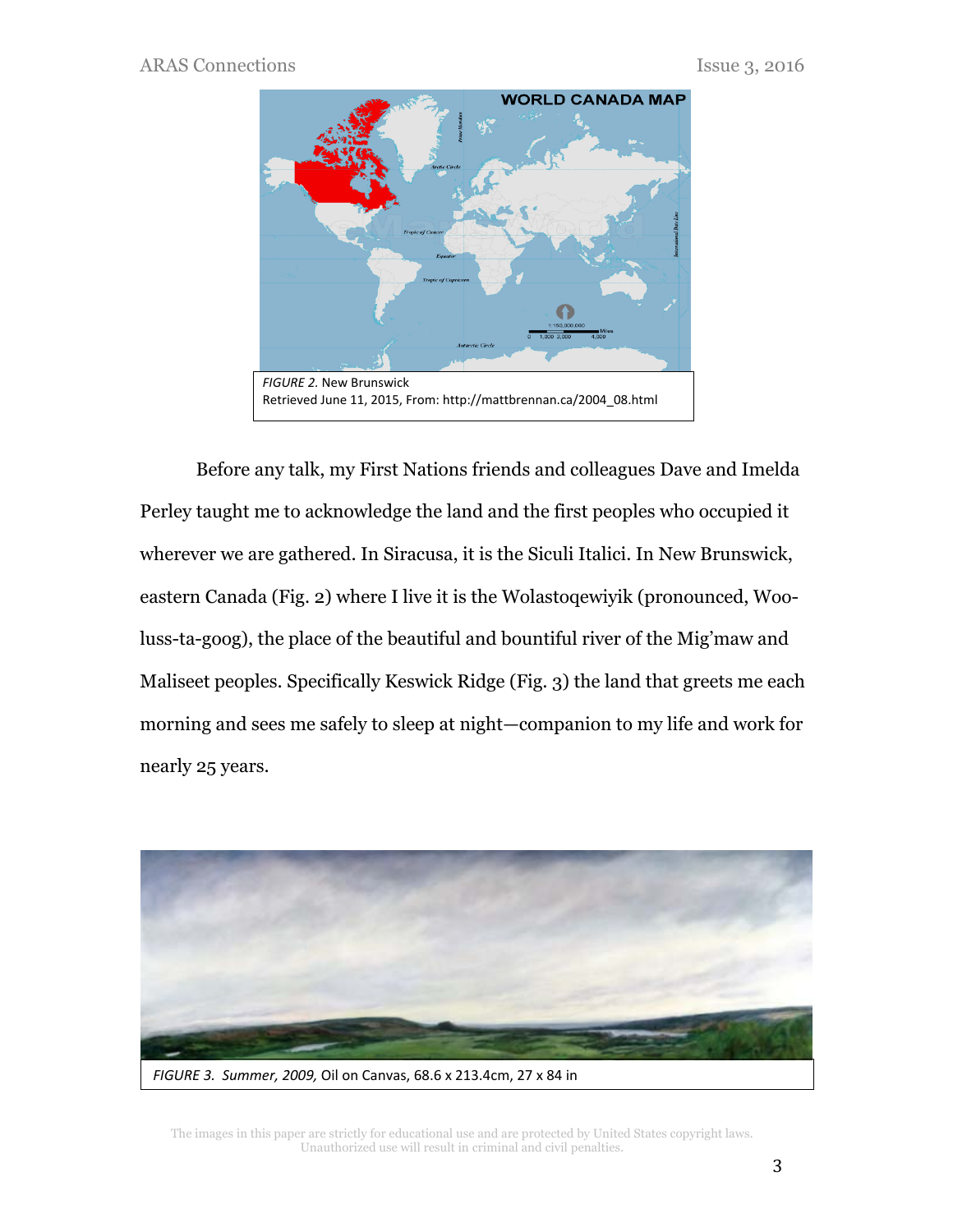FIGURE 2. New Brunswick
Retrieved June 11, 2015, From: http://mattbrennan.ca/2004_08.html

Before any talk, my First Nations friends and colleagues Dave and Imelda Perley taught me to acknowledge the land and the first peoples who occupied it wherever we are gathered. In Siracusa, it is the Siculi Italici. In New Brunswick, eastern Canada (Fig. 2) where I live it is the Wolastoqewiyik (pronounced, Woo-luss-ta-goog), the place of the beautiful and bountiful river of the Mig'maw and Maliseet peoples. Specifically Keswick Ridge (Fig. 3) the land that greets me each morning and sees me safely to sleep at night—companion to my life and work for nearly 25 years.

*FIGURE 3. Summer, 2009,* Oil on Canvas, 68.6 x 213.4cm, 27 x 84 in

The images in this paper are strictly for educational use and are protected by United States copyright laws. Unauthorized use will result in criminal and civil penalties.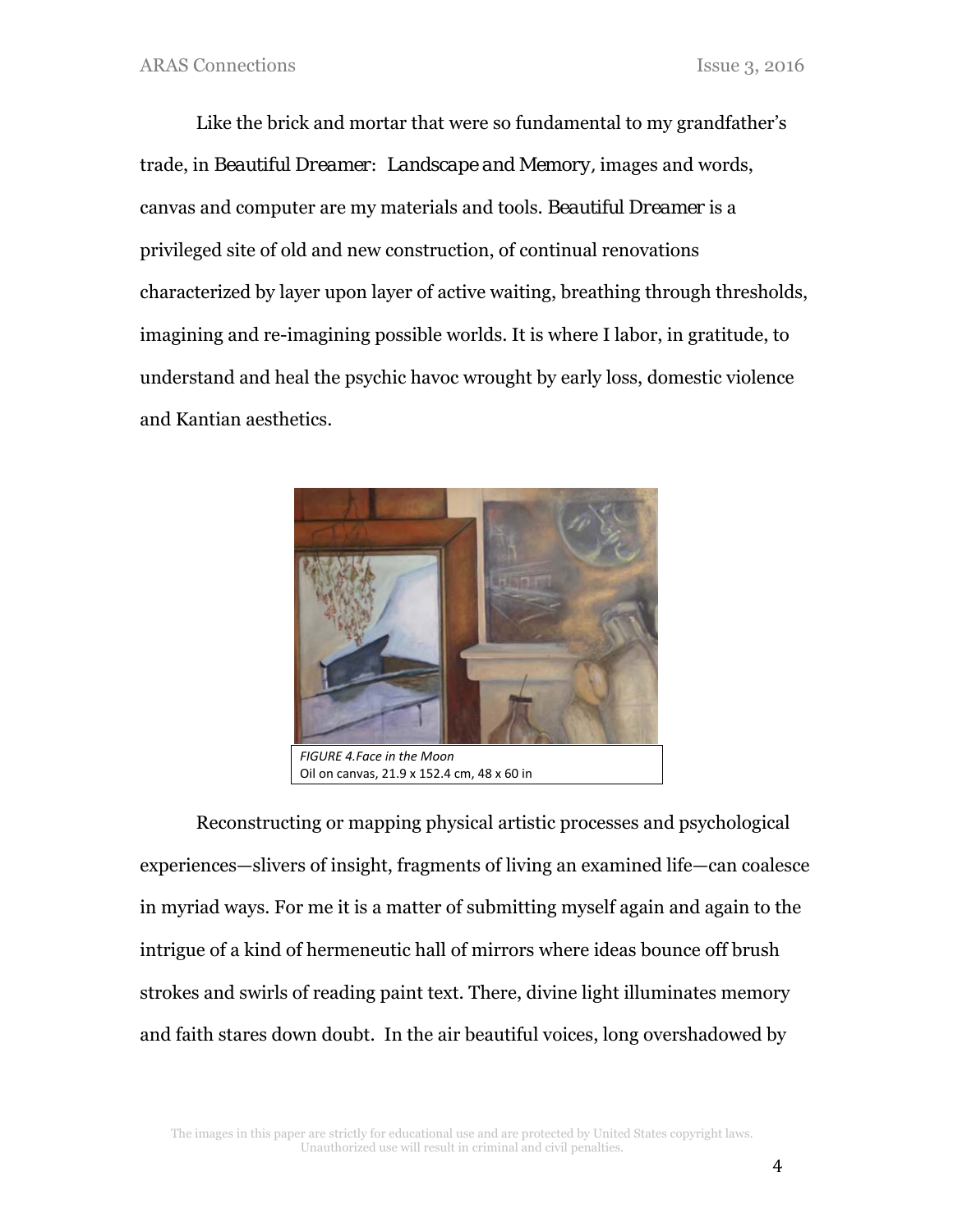Like the brick and mortar that were so fundamental to my grandfather's trade, in *Beautiful Dreamer: Landscape and Memory*, images and words, canvas and computer are my materials and tools. *Beautiful Dreamer* is a privileged site of old and new construction, of continual renovations characterized by layer upon layer of active waiting, breathing through thresholds, imagining and re-imagining possible worlds. It is where I labor, in gratitude, to understand and heal the psychic havoc wrought by early loss, domestic violence and Kantian aesthetics.

*FIGURE 4.Face in the Moon*
Oil on canvas, 21.9 x 152.4 cm, 48 x 60 in

Reconstructing or mapping physical artistic processes and psychological experiences—slivers of insight, fragments of living an examined life—can coalesce in myriad ways. For me it is a matter of submitting myself again and again to the intrigue of a kind of hermeneutic hall of mirrors where ideas bounce off brush strokes and swirls of reading paint text. There, divine light illuminates memory and faith stares down doubt. In the air beautiful voices, long overshadowed by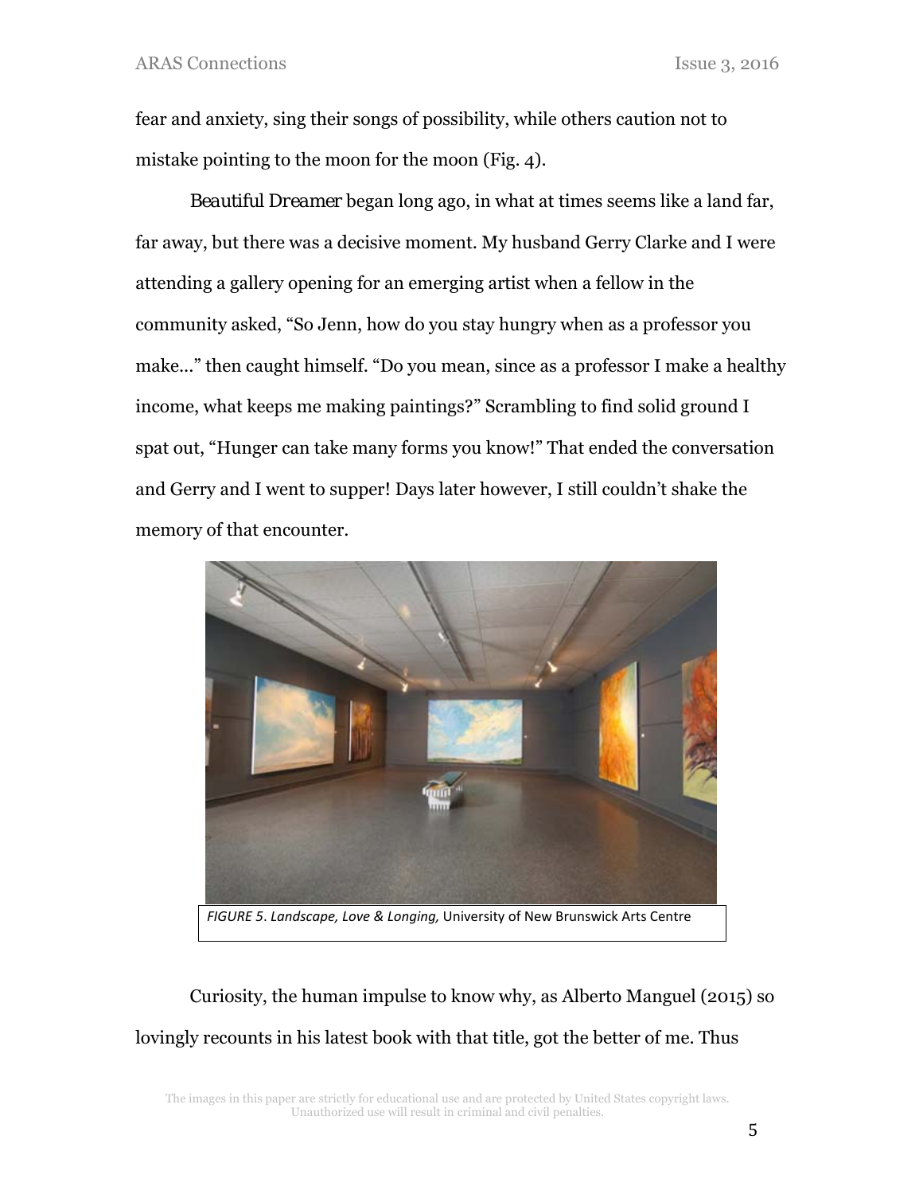fear and anxiety, sing their songs of possibility, while others caution not to mistake pointing to the moon for the moon (Fig. 4).

*Beautiful Dreamer* began long ago, in what at times seems like a land far, far away, but there was a decisive moment. My husband Gerry Clarke and I were attending a gallery opening for an emerging artist when a fellow in the community asked, "So Jenn, how do you stay hungry when as a professor you make..." then caught himself. "Do you mean, since as a professor I make a healthy income, what keeps me making paintings?" Scrambling to find solid ground I spat out, "Hunger can take many forms you know!" That ended the conversation and Gerry and I went to supper! Days later however, I still couldn't shake the memory of that encounter.

*FIGURE 5*. *Landscape, Love & Longing,* University of New Brunswick Arts Centre

Curiosity, the human impulse to know why, as Alberto Manguel (2015) so lovingly recounts in his latest book with that title, got the better of me. Thus

The images in this paper are strictly for educational use and are protected by United States copyright laws. Unauthorized use will result in criminal and civil penalties.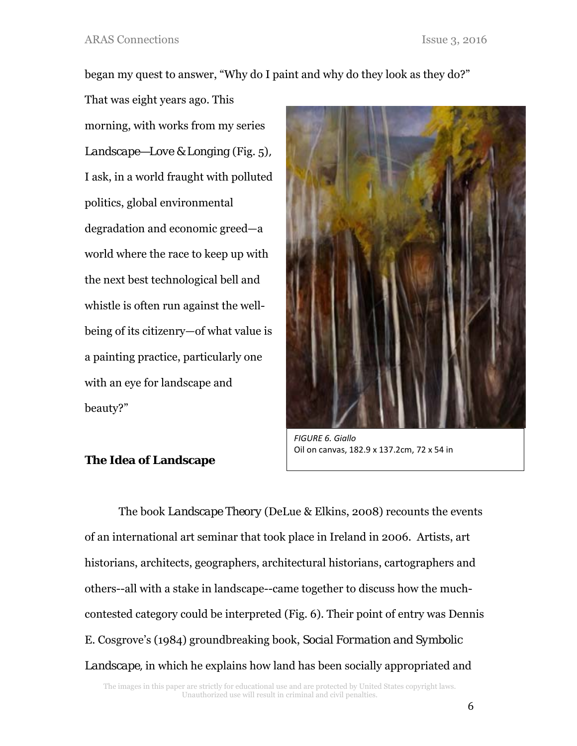began my quest to answer, "Why do I paint and why do they look as they do?" That was eight years ago. This morning, with works from my series *Landscape—Love & Longing* (Fig. 5), I ask, in a world fraught with polluted politics, global environmental degradation and economic greed—a world where the race to keep up with the next best technological bell and whistle is often run against the well-being of its citizenry—of what value is a painting practice, particularly one with an eye for landscape and beauty?"

*FIGURE 6. Giallo*
Oil on canvas, 182.9 x 137.2cm, 72 x 54 in

**The Idea of Landscape**

The book *Landscape Theory* (DeLue & Elkins, 2008) recounts the events of an international art seminar that took place in Ireland in 2006. Artists, art historians, architects, geographers, architectural historians, cartographers and others--all with a stake in landscape--came together to discuss how the much-contested category could be interpreted (Fig. 6). Their point of entry was Dennis E. Cosgrove's (1984) groundbreaking book, *Social Formation and Symbolic Landscape,* in which he explains how land has been socially appropriated and

The images in this paper are strictly for educational use and are protected by United States copyright laws. Unauthorized use will result in criminal and civil penalties.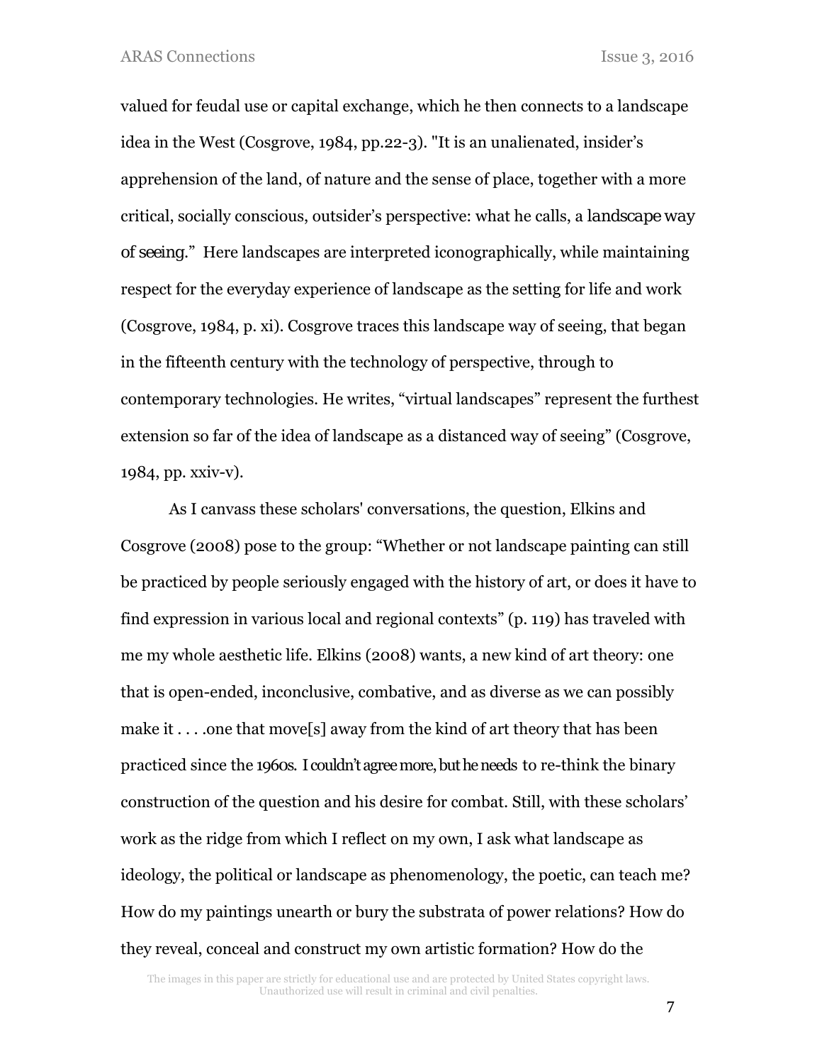valued for feudal use or capital exchange, which he then connects to a landscape idea in the West (Cosgrove, 1984, pp.22-3). "It is an unalienated, insider's apprehension of the land, of nature and the sense of place, together with a more critical, socially conscious, outsider's perspective: what he calls, a landscape way of seeing." Here landscapes are interpreted iconographically, while maintaining respect for the everyday experience of landscape as the setting for life and work (Cosgrove, 1984, p. xi). Cosgrove traces this landscape way of seeing, that began in the fifteenth century with the technology of perspective, through to contemporary technologies. He writes, "virtual landscapes" represent the furthest extension so far of the idea of landscape as a distanced way of seeing" (Cosgrove, 1984, pp. xxiv-v).

As I canvass these scholars' conversations, the question, Elkins and Cosgrove (2008) pose to the group: "Whether or not landscape painting can still be practiced by people seriously engaged with the history of art, or does it have to find expression in various local and regional contexts" (p. 119) has traveled with me my whole aesthetic life. Elkins (2008) wants, a new kind of art theory: one that is open-ended, inconclusive, combative, and as diverse as we can possibly make it . . . .one that move[s] away from the kind of art theory that has been practiced since the 1960s. I couldn't agree more, but he needs to re-think the binary construction of the question and his desire for combat. Still, with these scholars' work as the ridge from which I reflect on my own, I ask what landscape as ideology, the political or landscape as phenomenology, the poetic, can teach me? How do my paintings unearth or bury the substrata of power relations? How do they reveal, conceal and construct my own artistic formation? How do the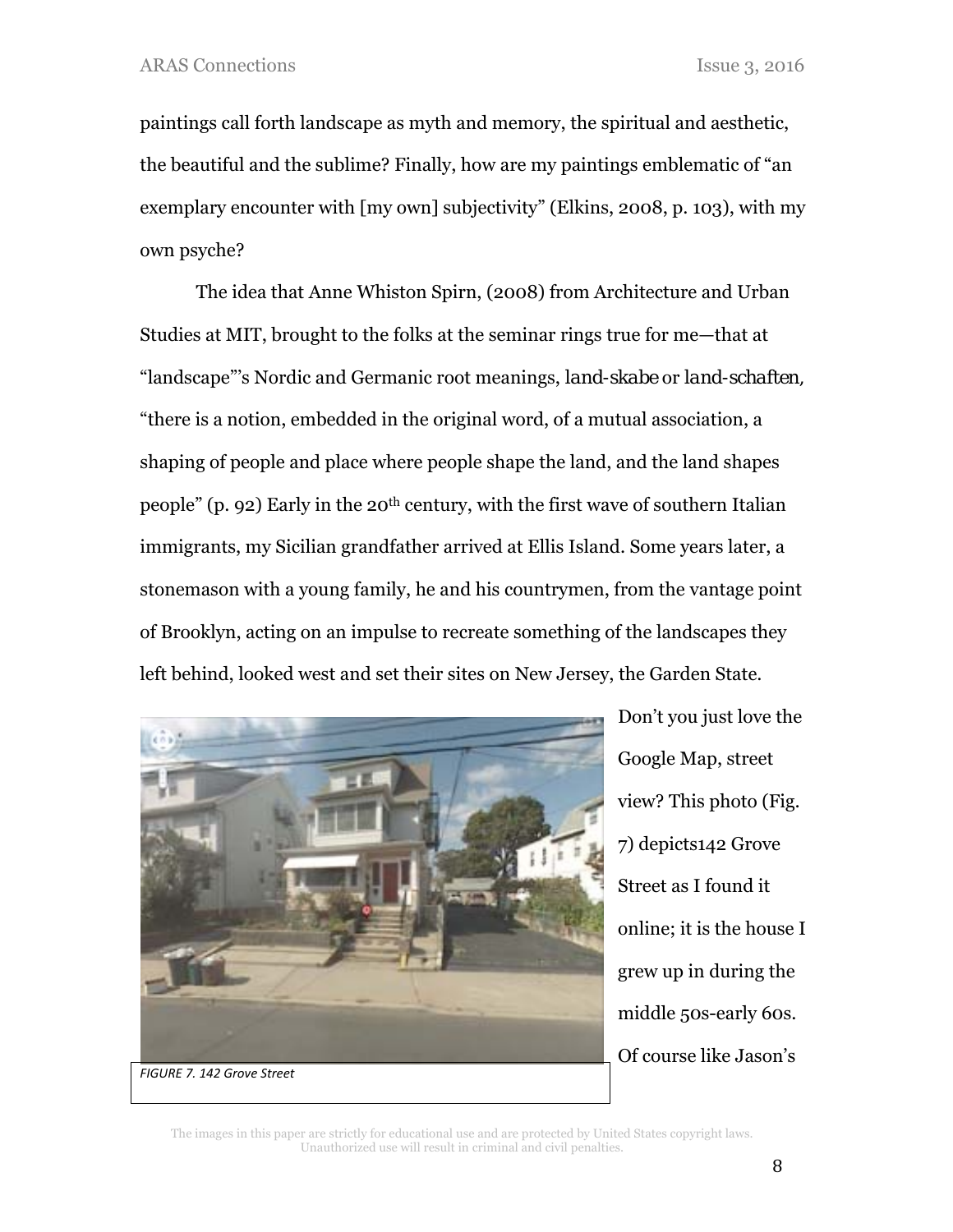paintings call forth landscape as myth and memory, the spiritual and aesthetic, the beautiful and the sublime? Finally, how are my paintings emblematic of "an exemplary encounter with [my own] subjectivity" (Elkins, 2008, p. 103), with my own psyche?

The idea that Anne Whiston Spirn, (2008) from Architecture and Urban Studies at MIT, brought to the folks at the seminar rings true for me—that at "landscape"'s Nordic and Germanic root meanings, *land-skabe* or *land-schaften*, "there is a notion, embedded in the original word, of a mutual association, a shaping of people and place where people shape the land, and the land shapes people" (p. 92) Early in the 20th century, with the first wave of southern Italian immigrants, my Sicilian grandfather arrived at Ellis Island. Some years later, a stonemason with a young family, he and his countrymen, from the vantage point of Brooklyn, acting on an impulse to recreate something of the landscapes they left behind, looked west and set their sites on New Jersey, the Garden State.

*FIGURE 7. 142 Grove Street*

Don't you just love the Google Map, street view? This photo (Fig. 7) depicts142 Grove Street as I found it online; it is the house I grew up in during the middle 50s-early 60s. Of course like Jason's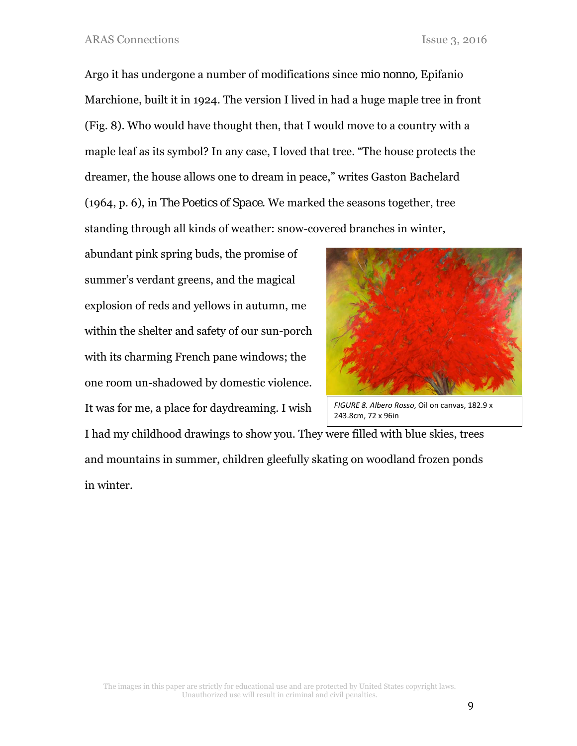Argo it has undergone a number of modifications since *mio nonno*, Epifanio Marchione, built it in 1924. The version I lived in had a huge maple tree in front (Fig. 8). Who would have thought then, that I would move to a country with a maple leaf as its symbol? In any case, I loved that tree. "The house protects the dreamer, the house allows one to dream in peace," writes Gaston Bachelard (1964, p. 6), in *The Poetics of Space*. We marked the seasons together, tree standing through all kinds of weather: snow-covered branches in winter, abundant pink spring buds, the promise of summer's verdant greens, and the magical explosion of reds and yellows in autumn, me within the shelter and safety of our sun-porch with its charming French pane windows; the one room un-shadowed by domestic violence. It was for me, a place for daydreaming. I wish I had my childhood drawings to show you. They were filled with blue skies, trees and mountains in summer, children gleefully skating on woodland frozen ponds in winter.

*FIGURE 8. Albero Rosso*, Oil on canvas, 182.9 x 243.8cm, 72 x 96in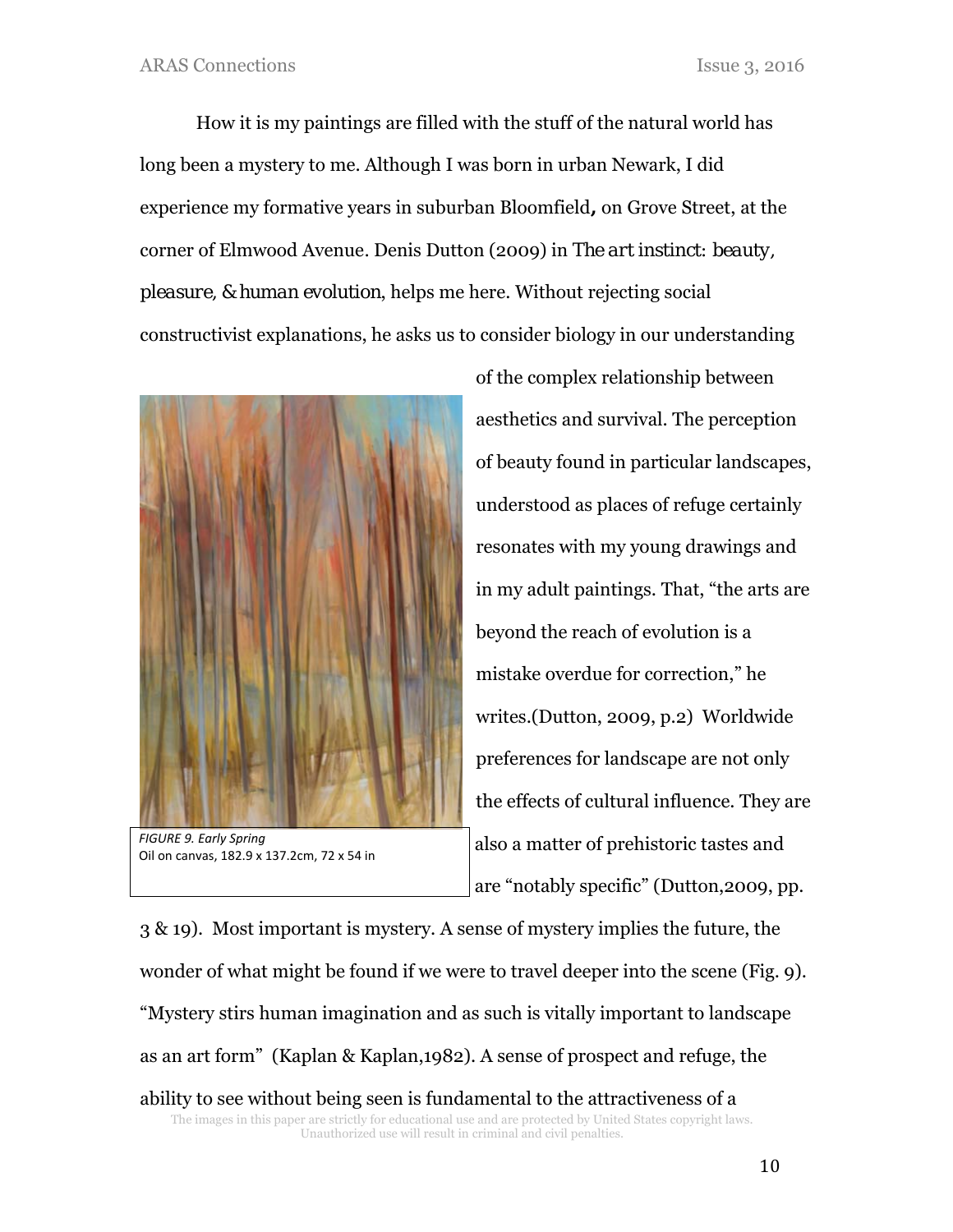How it is my paintings are filled with the stuff of the natural world has long been a mystery to me. Although I was born in urban Newark, I did experience my formative years in suburban Bloomfield**,** on Grove Street, at the corner of Elmwood Avenue. Denis Dutton (2009) in *The art instinct: beauty, pleasure, & human evolution*, helps me here. Without rejecting social constructivist explanations, he asks us to consider biology in our understanding of the complex relationship between aesthetics and survival. The perception of beauty found in particular landscapes, understood as places of refuge certainly resonates with my young drawings and in my adult paintings. That, "the arts are beyond the reach of evolution is a mistake overdue for correction," he writes.(Dutton, 2009, p.2) Worldwide preferences for landscape are not only the effects of cultural influence. They are also a matter of prehistoric tastes and are "notably specific" (Dutton,2009, pp. 3 & 19). Most important is mystery. A sense of mystery implies the future, the wonder of what might be found if we were to travel deeper into the scene (Fig. 9). "Mystery stirs human imagination and as such is vitally important to landscape as an art form" (Kaplan & Kaplan,1982). A sense of prospect and refuge, the ability to see without being seen is fundamental to the attractiveness of a

*FIGURE 9. Early Spring*
Oil on canvas, 182.9 x 137.2cm, 72 x 54 in

The images in this paper are strictly for educational use and are protected by United States copyright laws. Unauthorized use will result in criminal and civil penalties.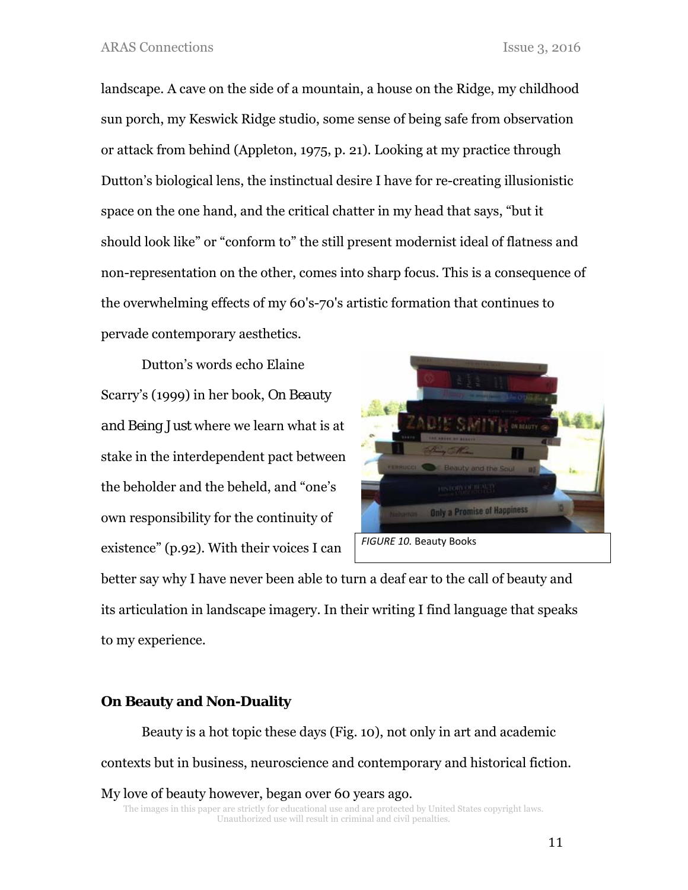landscape. A cave on the side of a mountain, a house on the Ridge, my childhood sun porch, my Keswick Ridge studio, some sense of being safe from observation or attack from behind (Appleton, 1975, p. 21). Looking at my practice through Dutton's biological lens, the instinctual desire I have for re-creating illusionistic space on the one hand, and the critical chatter in my head that says, "but it should look like" or "conform to" the still present modernist ideal of flatness and non-representation on the other, comes into sharp focus. This is a consequence of the overwhelming effects of my 60's-70's artistic formation that continues to pervade contemporary aesthetics.

Dutton's words echo Elaine Scarry's (1999) in her book, *On Beauty and Being Just* where we learn what is at stake in the interdependent pact between the beholder and the beheld, and "one's own responsibility for the continuity of existence" (p.92). With their voices I can better say why I have never been able to turn a deaf ear to the call of beauty and its articulation in landscape imagery. In their writing I find language that speaks to my experience.

*FIGURE 10.* Beauty Books

## On Beauty and Non-Duality

Beauty is a hot topic these days (Fig. 10), not only in art and academic contexts but in business, neuroscience and contemporary and historical fiction. My love of beauty however, began over 60 years ago.

The images in this paper are strictly for educational use and are protected by United States copyright laws. Unauthorized use will result in criminal and civil penalties.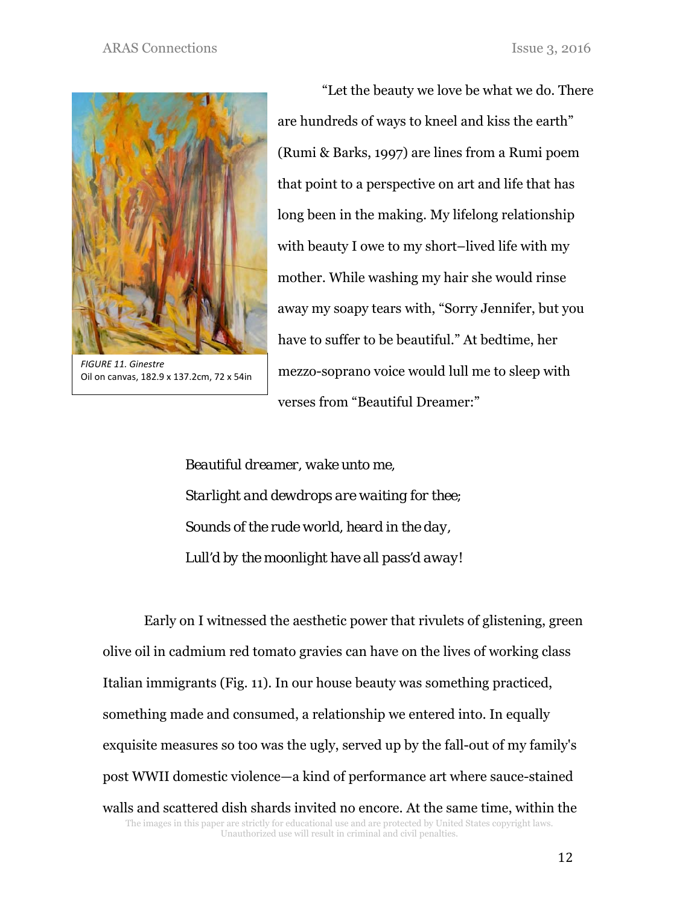FIGURE 11. Ginestre
Oil on canvas, 182.9 x 137.2cm, 72 x 54in

"Let the beauty we love be what we do. There are hundreds of ways to kneel and kiss the earth" (Rumi & Barks, 1997) are lines from a Rumi poem that point to a perspective on art and life that has long been in the making. My lifelong relationship with beauty I owe to my short–lived life with my mother. While washing my hair she would rinse away my soapy tears with, "Sorry Jennifer, but you have to suffer to be beautiful." At bedtime, her mezzo-soprano voice would lull me to sleep with verses from "Beautiful Dreamer:"

*Beautiful dreamer, wake unto me,*
*Starlight and dewdrops are waiting for thee;*
*Sounds of the rude world, heard in the day,*
*Lull'd by the moonlight have all pass'd away!*

Early on I witnessed the aesthetic power that rivulets of glistening, green olive oil in cadmium red tomato gravies can have on the lives of working class Italian immigrants (Fig. 11). In our house beauty was something practiced, something made and consumed, a relationship we entered into. In equally exquisite measures so too was the ugly, served up by the fall-out of my family's post WWII domestic violence—a kind of performance art where sauce-stained walls and scattered dish shards invited no encore. At the same time, within the

The images in this paper are strictly for educational use and are protected by United States copyright laws. Unauthorized use will result in criminal and civil penalties.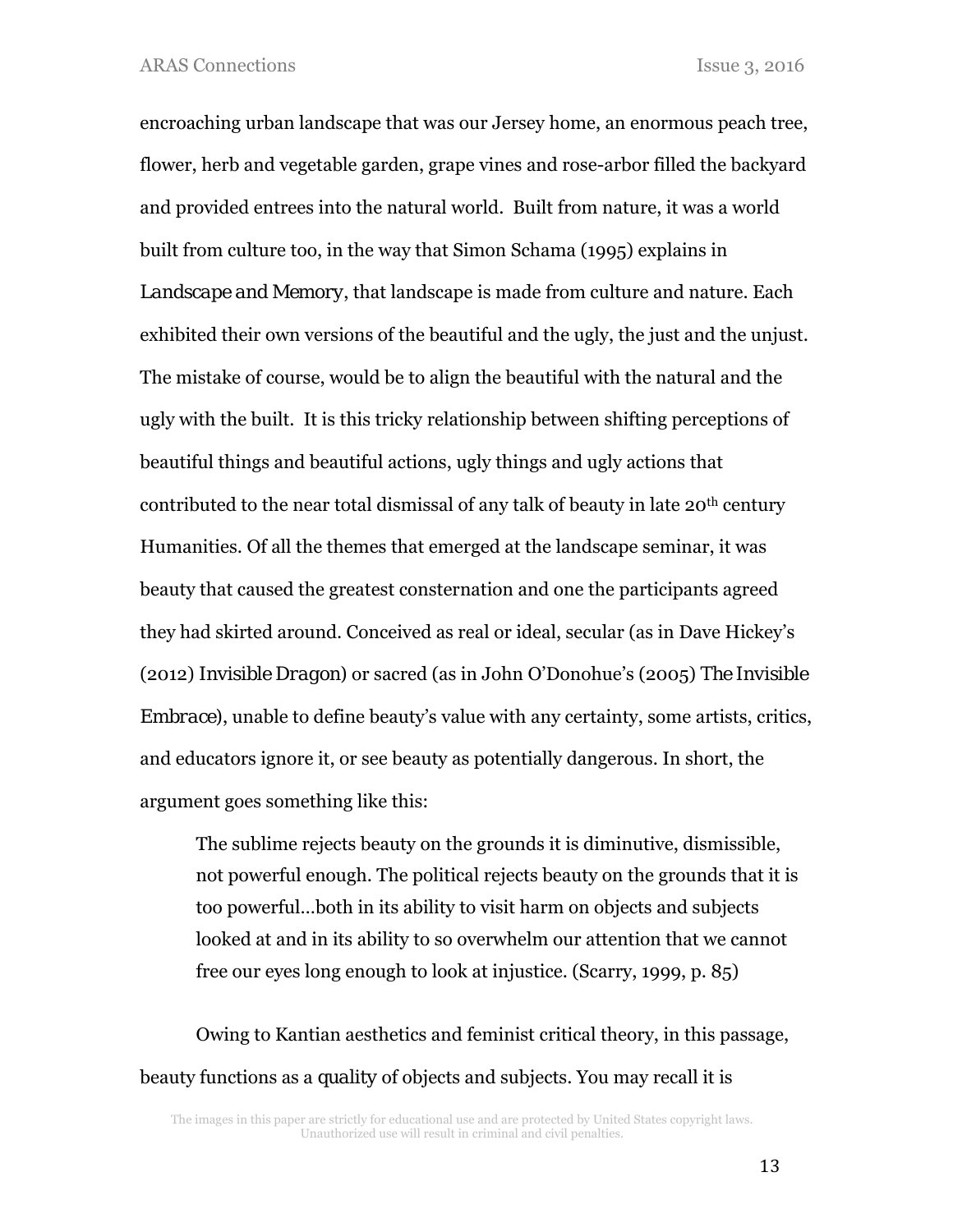encroaching urban landscape that was our Jersey home, an enormous peach tree, flower, herb and vegetable garden, grape vines and rose-arbor filled the backyard and provided entrees into the natural world. Built from nature, it was a world built from culture too, in the way that Simon Schama (1995) explains in *Landscape and Memory*, that landscape is made from culture and nature. Each exhibited their own versions of the beautiful and the ugly, the just and the unjust. The mistake of course, would be to align the beautiful with the natural and the ugly with the built. It is this tricky relationship between shifting perceptions of beautiful things and beautiful actions, ugly things and ugly actions that contributed to the near total dismissal of any talk of beauty in late 20th century Humanities. Of all the themes that emerged at the landscape seminar, it was beauty that caused the greatest consternation and one the participants agreed they had skirted around. Conceived as real or ideal, secular (as in Dave Hickey's (2012) *Invisible Dragon*) or sacred (as in John O'Donohue's (2005) *The Invisible Embrace*), unable to define beauty's value with any certainty, some artists, critics, and educators ignore it, or see beauty as potentially dangerous. In short, the argument goes something like this:

> The sublime rejects beauty on the grounds it is diminutive, dismissible, not powerful enough. The political rejects beauty on the grounds that it is too powerful…both in its ability to visit harm on objects and subjects looked at and in its ability to so overwhelm our attention that we cannot free our eyes long enough to look at injustice. (Scarry, 1999, p. 85)

Owing to Kantian aesthetics and feminist critical theory, in this passage, beauty functions as a *quality* of objects and subjects. You may recall it is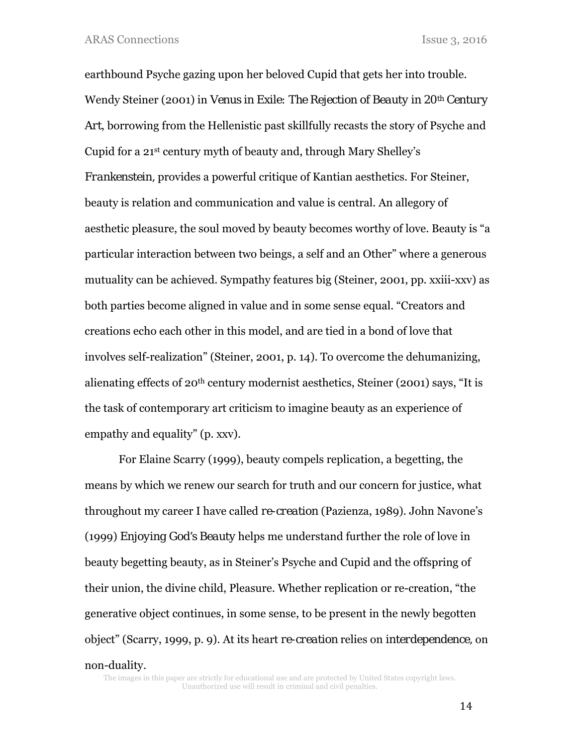earthbound Psyche gazing upon her beloved Cupid that gets her into trouble. Wendy Steiner (2001) in *Venus in Exile: The Rejection of Beauty in 20th Century Art*, borrowing from the Hellenistic past skillfully recasts the story of Psyche and Cupid for a 21st century myth of beauty and, through Mary Shelley's *Frankenstein*, provides a powerful critique of Kantian aesthetics. For Steiner, beauty is relation and communication and value is central. An allegory of aesthetic pleasure, the soul moved by beauty becomes worthy of love. Beauty is "a particular interaction between two beings, a self and an Other" where a generous mutuality can be achieved. Sympathy features big (Steiner, 2001, pp. xxiii-xxv) as both parties become aligned in value and in some sense equal. "Creators and creations echo each other in this model, and are tied in a bond of love that involves self-realization" (Steiner, 2001, p. 14). To overcome the dehumanizing, alienating effects of 20th century modernist aesthetics, Steiner (2001) says, "It is the task of contemporary art criticism to imagine beauty as an experience of empathy and equality" (p. xxv).

For Elaine Scarry (1999), beauty compels replication, a begetting, the means by which we renew our search for truth and our concern for justice, what throughout my career I have called *re-creation* (Pazienza, 1989). John Navone's (1999) *Enjoying God's Beauty* helps me understand further the role of love in beauty begetting beauty, as in Steiner's Psyche and Cupid and the offspring of their union, the divine child, Pleasure. Whether replication or re-creation, "the generative object continues, in some sense, to be present in the newly begotten object" (Scarry, 1999, p. 9). At its heart *re-creation* relies on *interdependence*, on non-duality.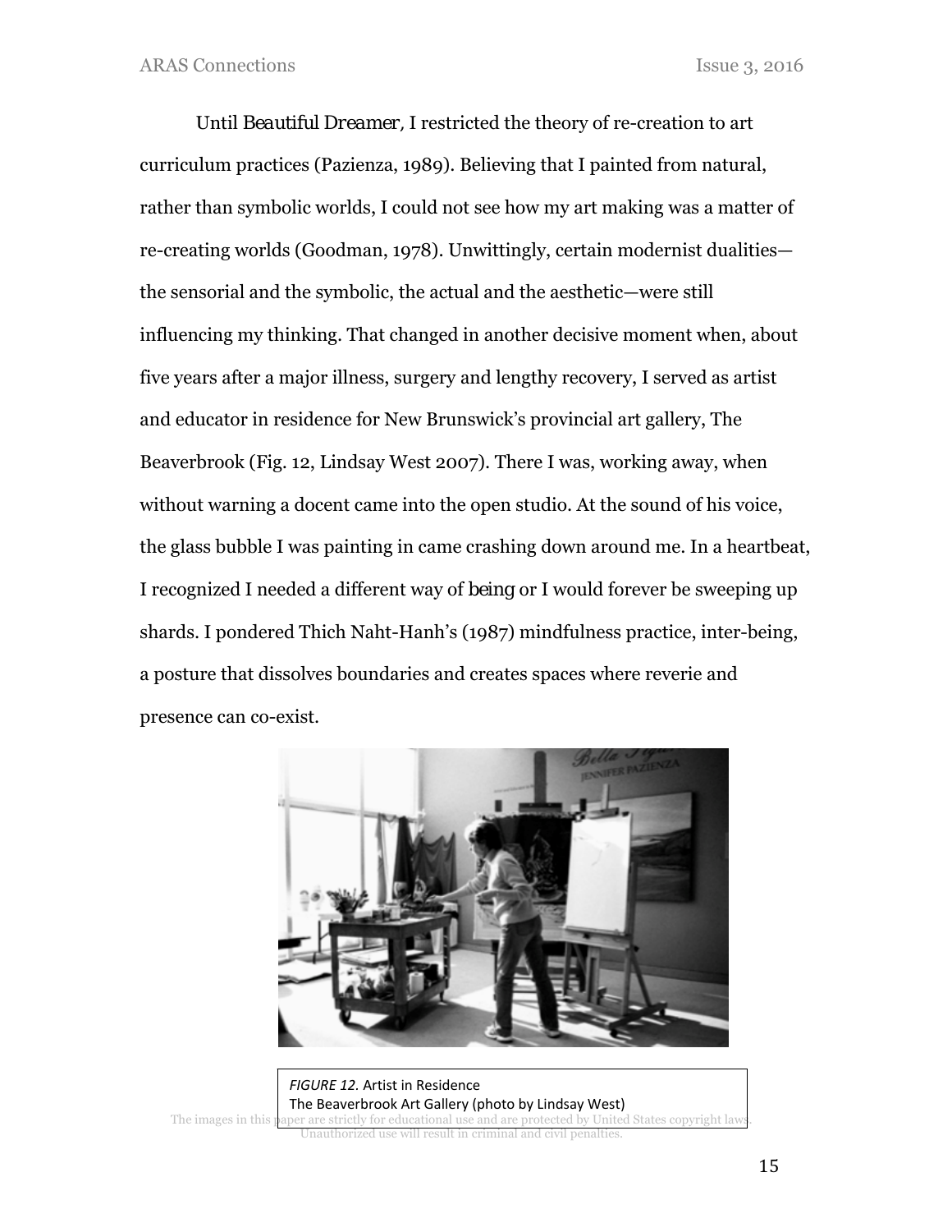Until *Beautiful Dreamer*, I restricted the theory of re-creation to art curriculum practices (Pazienza, 1989). Believing that I painted from natural, rather than symbolic worlds, I could not see how my art making was a matter of re-creating worlds (Goodman, 1978). Unwittingly, certain modernist dualities—the sensorial and the symbolic, the actual and the aesthetic—were still influencing my thinking. That changed in another decisive moment when, about five years after a major illness, surgery and lengthy recovery, I served as artist and educator in residence for New Brunswick's provincial art gallery, The Beaverbrook (Fig. 12, Lindsay West 2007). There I was, working away, when without warning a docent came into the open studio. At the sound of his voice, the glass bubble I was painting in came crashing down around me. In a heartbeat, I recognized I needed a different way of *being* or I would forever be sweeping up shards. I pondered Thich Naht-Hanh's (1987) mindfulness practice, inter-being, a posture that dissolves boundaries and creates spaces where reverie and presence can co-exist.

*FIGURE 12.* Artist in Residence
The Beaverbrook Art Gallery (photo by Lindsay West)

The images in this paper are strictly for educational use and are protected by United States copyright laws. Unauthorized use will result in criminal and civil penalties.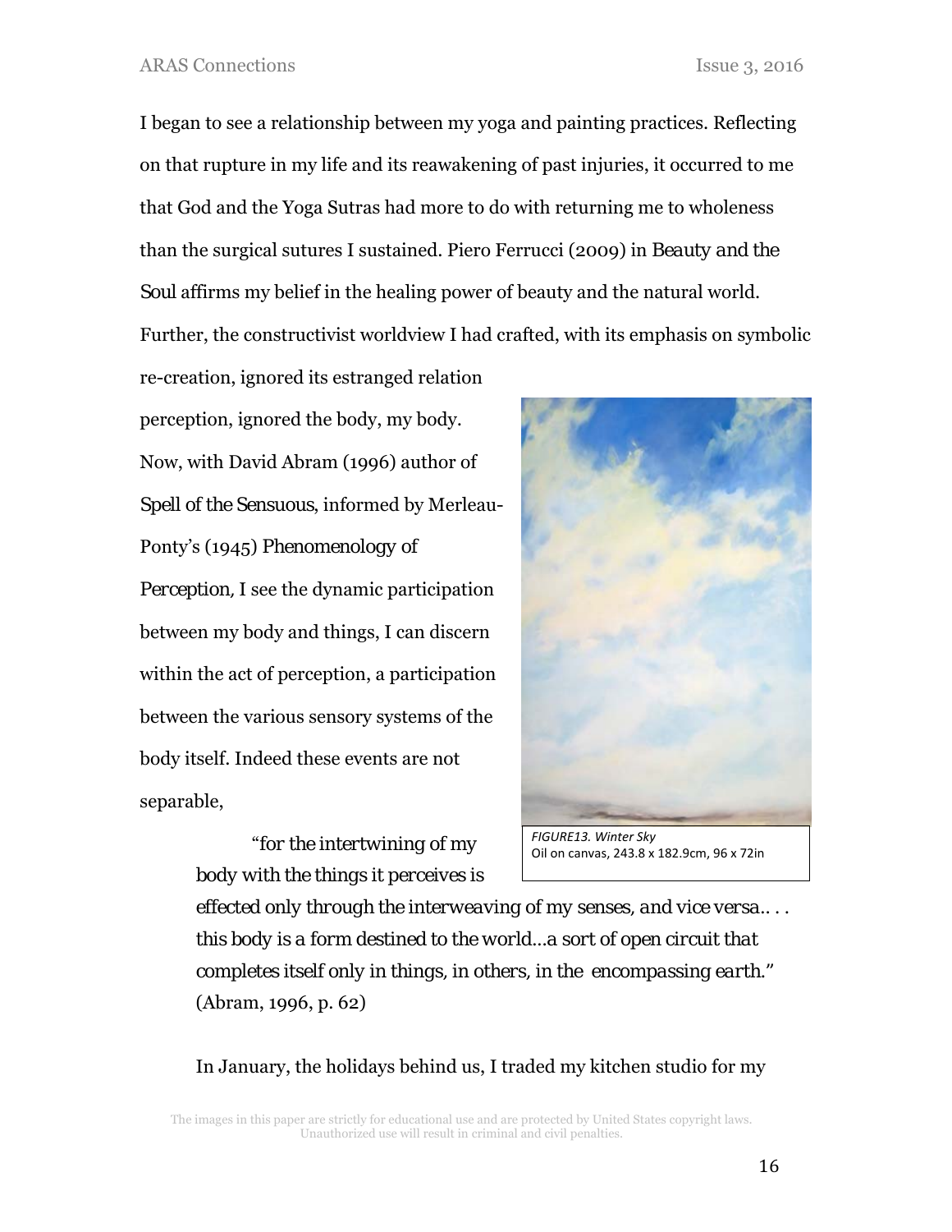I began to see a relationship between my yoga and painting practices. Reflecting on that rupture in my life and its reawakening of past injuries, it occurred to me that God and the Yoga Sutras had more to do with returning me to wholeness than the surgical sutures I sustained. Piero Ferrucci (2009) in *Beauty and the Soul* affirms my belief in the healing power of beauty and the natural world. Further, the constructivist worldview I had crafted, with its emphasis on symbolic re-creation, ignored its estranged relation perception, ignored the body, my body. Now, with David Abram (1996) author of *Spell of the Sensuous*, informed by Merleau-Ponty's (1945) *Phenomenology of Perception*, I see the dynamic participation between my body and things, I can discern within the act of perception, a participation between the various sensory systems of the body itself. Indeed these events are not separable,

> "for the intertwining of my body with the things it perceives is effected only through the interweaving of my senses, and vice versa.. . . this body is a form destined to the world…a sort of open circuit that completes itself only in things, in others, in the encompassing earth." (Abram, 1996, p. 62)

*FIGURE13. Winter Sky*
Oil on canvas, 243.8 x 182.9cm, 96 x 72in

In January, the holidays behind us, I traded my kitchen studio for my

The images in this paper are strictly for educational use and are protected by United States copyright laws. Unauthorized use will result in criminal and civil penalties.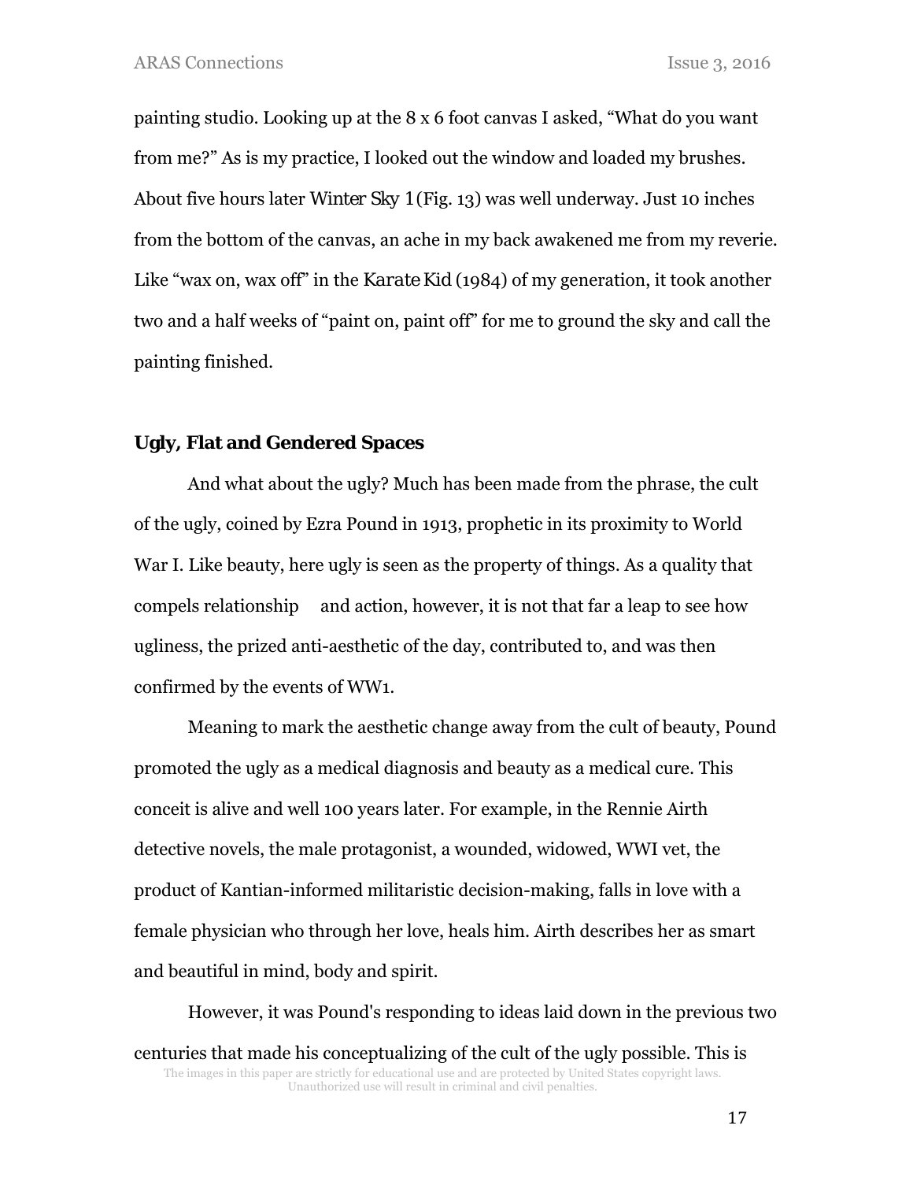painting studio. Looking up at the 8 x 6 foot canvas I asked, "What do you want from me?" As is my practice, I looked out the window and loaded my brushes. About five hours later *Winter Sky 1* (Fig. 13) was well underway. Just 10 inches from the bottom of the canvas, an ache in my back awakened me from my reverie. Like "wax on, wax off" in the *Karate Kid* (1984) of my generation, it took another two and a half weeks of "paint on, paint off" for me to ground the sky and call the painting finished.

### Ugly, Flat and Gendered Spaces

And what about the ugly? Much has been made from the phrase, the cult of the ugly, coined by Ezra Pound in 1913, prophetic in its proximity to World War I. Like beauty, here ugly is seen as the property of things. As a quality that compels relationship and action, however, it is not that far a leap to see how ugliness, the prized anti-aesthetic of the day, contributed to, and was then confirmed by the events of WW1.

Meaning to mark the aesthetic change away from the cult of beauty, Pound promoted the ugly as a medical diagnosis and beauty as a medical cure. This conceit is alive and well 100 years later. For example, in the Rennie Airth detective novels, the male protagonist, a wounded, widowed, WWI vet, the product of Kantian-informed militaristic decision-making, falls in love with a female physician who through her love, heals him. Airth describes her as smart and beautiful in mind, body and spirit.

However, it was Pound's responding to ideas laid down in the previous two centuries that made his conceptualizing of the cult of the ugly possible. This is

The images in this paper are strictly for educational use and are protected by United States copyright laws. Unauthorized use will result in criminal and civil penalties.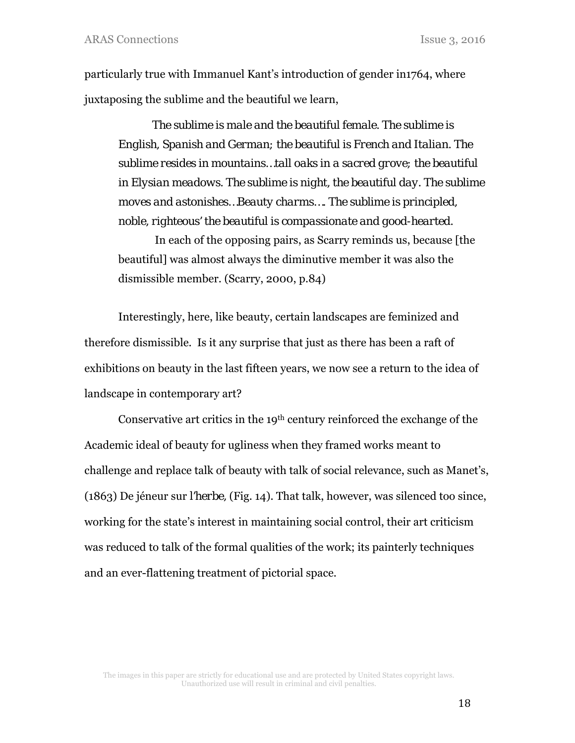particularly true with Immanuel Kant's introduction of gender in1764, where juxtaposing the sublime and the beautiful we learn,

> *The sublime is male and the beautiful female. The sublime is English, Spanish and German; the beautiful is French and Italian. The sublime resides in mountains…tall oaks in a sacred grove; the beautiful in Elysian meadows. The sublime is night, the beautiful day. The sublime moves and astonishes…Beauty charms…. The sublime is principled, noble, righteous' the beautiful is compassionate and good-hearted.*
>
> In each of the opposing pairs, as Scarry reminds us, because [the beautiful] was almost always the diminutive member it was also the dismissible member. (Scarry, 2000, p.84)

Interestingly, here, like beauty, certain landscapes are feminized and therefore dismissible. Is it any surprise that just as there has been a raft of exhibitions on beauty in the last fifteen years, we now see a return to the idea of landscape in contemporary art?

Conservative art critics in the 19th century reinforced the exchange of the Academic ideal of beauty for ugliness when they framed works meant to challenge and replace talk of beauty with talk of social relevance, such as Manet's, (1863) De jéneur sur l'*herbe*, (Fig. 14). That talk, however, was silenced too since, working for the state's interest in maintaining social control, their art criticism was reduced to talk of the formal qualities of the work; its painterly techniques and an ever-flattening treatment of pictorial space.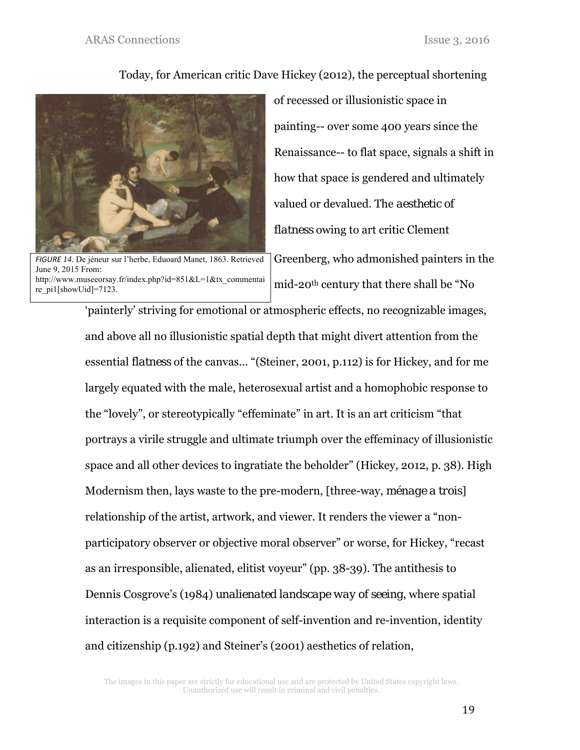Today, for American critic Dave Hickey (2012), the perceptual shortening of recessed or illusionistic space in painting-- over some 400 years since the Renaissance-- to flat space, signals a shift in how that space is gendered and ultimately valued or devalued. The *aesthetic of flatness* owing to art critic Clement Greenberg, who admonished painters in the mid-20th century that there shall be "No 'painterly' striving for emotional or atmospheric effects, no recognizable images, and above all no illusionistic spatial depth that might divert attention from the essential *flatness* of the canvas… "(Steiner, 2001, p.112) is for Hickey, and for me largely equated with the male, heterosexual artist and a homophobic response to the "lovely", or stereotypically "effeminate" in art. It is an art criticism "that portrays a virile struggle and ultimate triumph over the effeminacy of illusionistic space and all other devices to ingratiate the beholder" (Hickey, 2012, p. 38). High Modernism then, lays waste to the pre-modern, [three-way, *ménage a trois*] relationship of the artist, artwork, and viewer. It renders the viewer a "non-participatory observer or objective moral observer" or worse, for Hickey, "recast as an irresponsible, alienated, elitist voyeur" (pp. 38-39). The antithesis to Dennis Cosgrove's (1984) *unalienated landscape way of seeing*, where spatial interaction is a requisite component of self-invention and re-invention, identity and citizenship (p.192) and Steiner's (2001) aesthetics of relation,

*FIGURE 14.* De jéneur sur l'herbe, Eduoard Manet, 1863. Retrieved June 9, 2015 From: http://www.museeorsay.fr/index.php?id=851&L=1&tx_commentaire_pi1[showUid]=7123.

The images in this paper are strictly for educational use and are protected by United States copyright laws. Unauthorized use will result in criminal and civil penalties.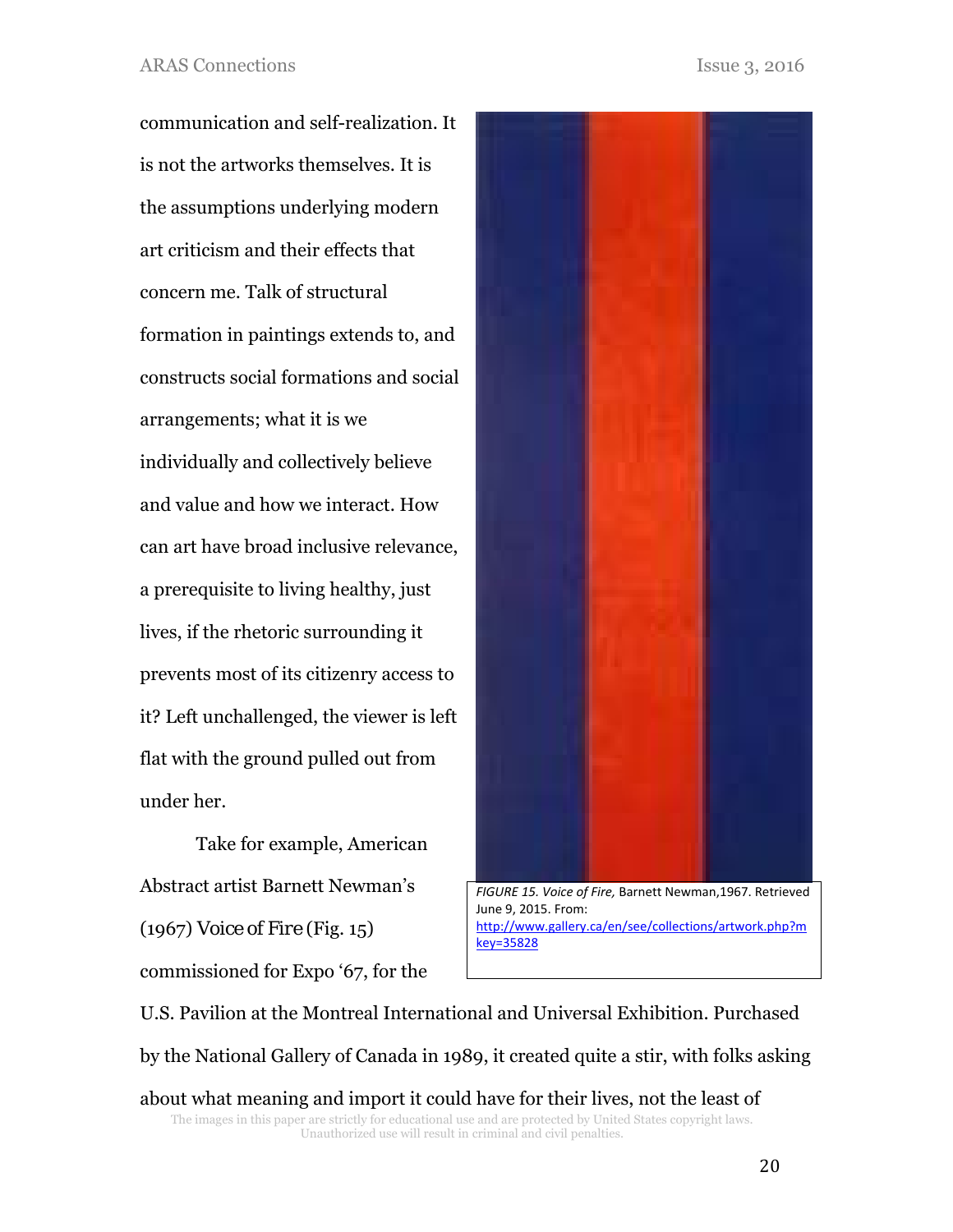communication and self-realization. It is not the artworks themselves. It is the assumptions underlying modern art criticism and their effects that concern me. Talk of structural formation in paintings extends to, and constructs social formations and social arrangements; what it is we individually and collectively believe and value and how we interact. How can art have broad inclusive relevance, a prerequisite to living healthy, just lives, if the rhetoric surrounding it prevents most of its citizenry access to it? Left unchallenged, the viewer is left flat with the ground pulled out from under her.

Take for example, American Abstract artist Barnett Newman's (1967) Voice of Fire (Fig. 15) commissioned for Expo '67, for the U.S. Pavilion at the Montreal International and Universal Exhibition. Purchased by the National Gallery of Canada in 1989, it created quite a stir, with folks asking about what meaning and import it could have for their lives, not the least of

*FIGURE 15. Voice of Fire,* Barnett Newman,1967. Retrieved June 9, 2015. From: http://www.gallery.ca/en/see/collections/artwork.php?mkey=35828

The images in this paper are strictly for educational use and are protected by United States copyright laws. Unauthorized use will result in criminal and civil penalties.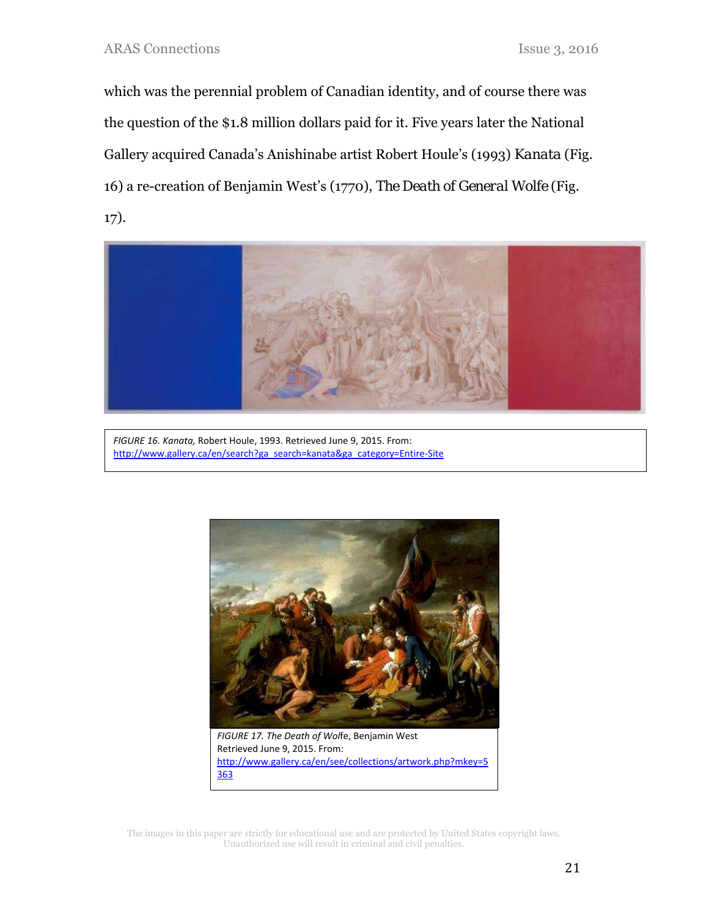which was the perennial problem of Canadian identity, and of course there was the question of the $1.8 million dollars paid for it. Five years later the National Gallery acquired Canada's Anishinabe artist Robert Houle's (1993) *Kanata* (Fig. 16) a re-creation of Benjamin West's (1770), *The Death of General Wolfe* (Fig. 17).

*FIGURE 16. Kanata,* Robert Houle, 1993. Retrieved June 9, 2015. From: http://www.gallery.ca/en/search?ga_search=kanata&ga_category=Entire-Site

*FIGURE 17. The Death of Wolf*e, Benjamin West Retrieved June 9, 2015. From: http://www.gallery.ca/en/see/collections/artwork.php?mkey=5363

The images in this paper are strictly for educational use and are protected by United States copyright laws. Unauthorized use will result in criminal and civil penalties.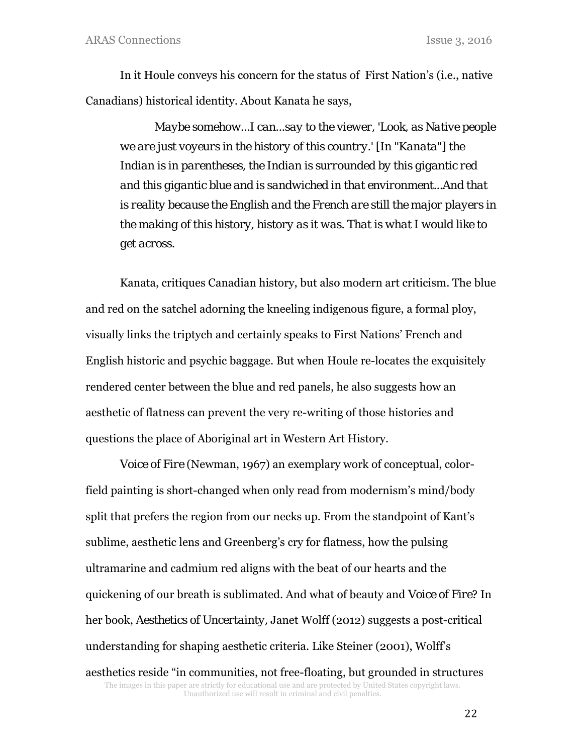In it Houle conveys his concern for the status of First Nation's (i.e., native Canadians) historical identity. About Kanata he says,

> *Maybe somehow…I can…say to the viewer, 'Look, as Native people we are just voyeurs in the history of this country.' [In "Kanata"] the Indian is in parentheses, the Indian is surrounded by this gigantic red and this gigantic blue and is sandwiched in that environment…And that is reality because the English and the French are still the major players in the making of this history, history as it was. That is what I would like to get across.*

Kanata, critiques Canadian history, but also modern art criticism. The blue and red on the satchel adorning the kneeling indigenous figure, a formal ploy, visually links the triptych and certainly speaks to First Nations' French and English historic and psychic baggage. But when Houle re-locates the exquisitely rendered center between the blue and red panels, he also suggests how an aesthetic of flatness can prevent the very re-writing of those histories and questions the place of Aboriginal art in Western Art History.

*Voice of Fire* (Newman, 1967) an exemplary work of conceptual, color-field painting is short-changed when only read from modernism's mind/body split that prefers the region from our necks up. From the standpoint of Kant's sublime, aesthetic lens and Greenberg's cry for flatness, how the pulsing ultramarine and cadmium red aligns with the beat of our hearts and the quickening of our breath is sublimated. And what of beauty and *Voice of Fire*? In her book, *Aesthetics of Uncertainty*, Janet Wolff (2012) suggests a post-critical understanding for shaping aesthetic criteria. Like Steiner (2001), Wolff's aesthetics reside "in communities, not free-floating, but grounded in structures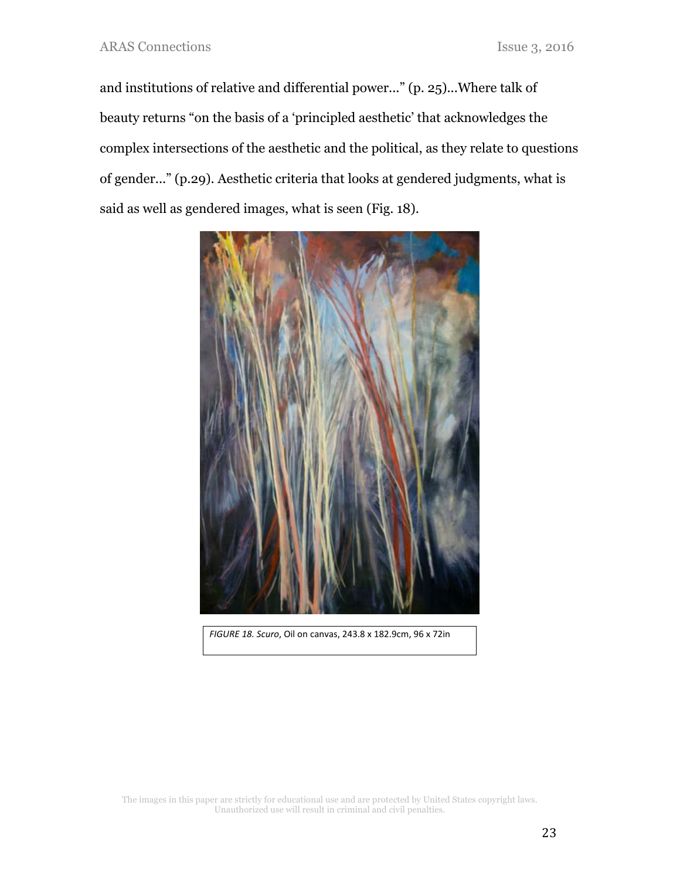and institutions of relative and differential power…" (p. 25)…Where talk of beauty returns "on the basis of a 'principled aesthetic' that acknowledges the complex intersections of the aesthetic and the political, as they relate to questions of gender…" (p.29). Aesthetic criteria that looks at gendered judgments, what is said as well as gendered images, what is seen (Fig. 18).

*FIGURE 18. Scuro*, Oil on canvas, 243.8 x 182.9cm, 96 x 72in

The images in this paper are strictly for educational use and are protected by United States copyright laws. Unauthorized use will result in criminal and civil penalties.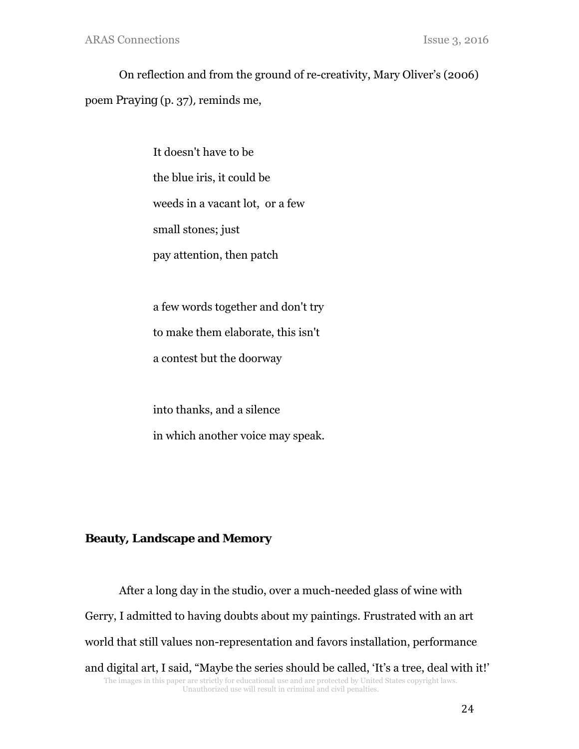On reflection and from the ground of re-creativity, Mary Oliver's (2006) poem Praying (p. 37), reminds me,

> It doesn't have to be
> the blue iris, it could be
> weeds in a vacant lot,  or a few
> small stones; just
> pay attention, then patch
>
> a few words together and don't try
> to make them elaborate, this isn't
> a contest but the doorway
>
> into thanks, and a silence
> in which another voice may speak.

**Beauty, Landscape and Memory**

After a long day in the studio, over a much-needed glass of wine with Gerry, I admitted to having doubts about my paintings. Frustrated with an art world that still values non-representation and favors installation, performance and digital art, I said, "Maybe the series should be called, 'It's a tree, deal with it!'

The images in this paper are strictly for educational use and are protected by United States copyright laws. Unauthorized use will result in criminal and civil penalties.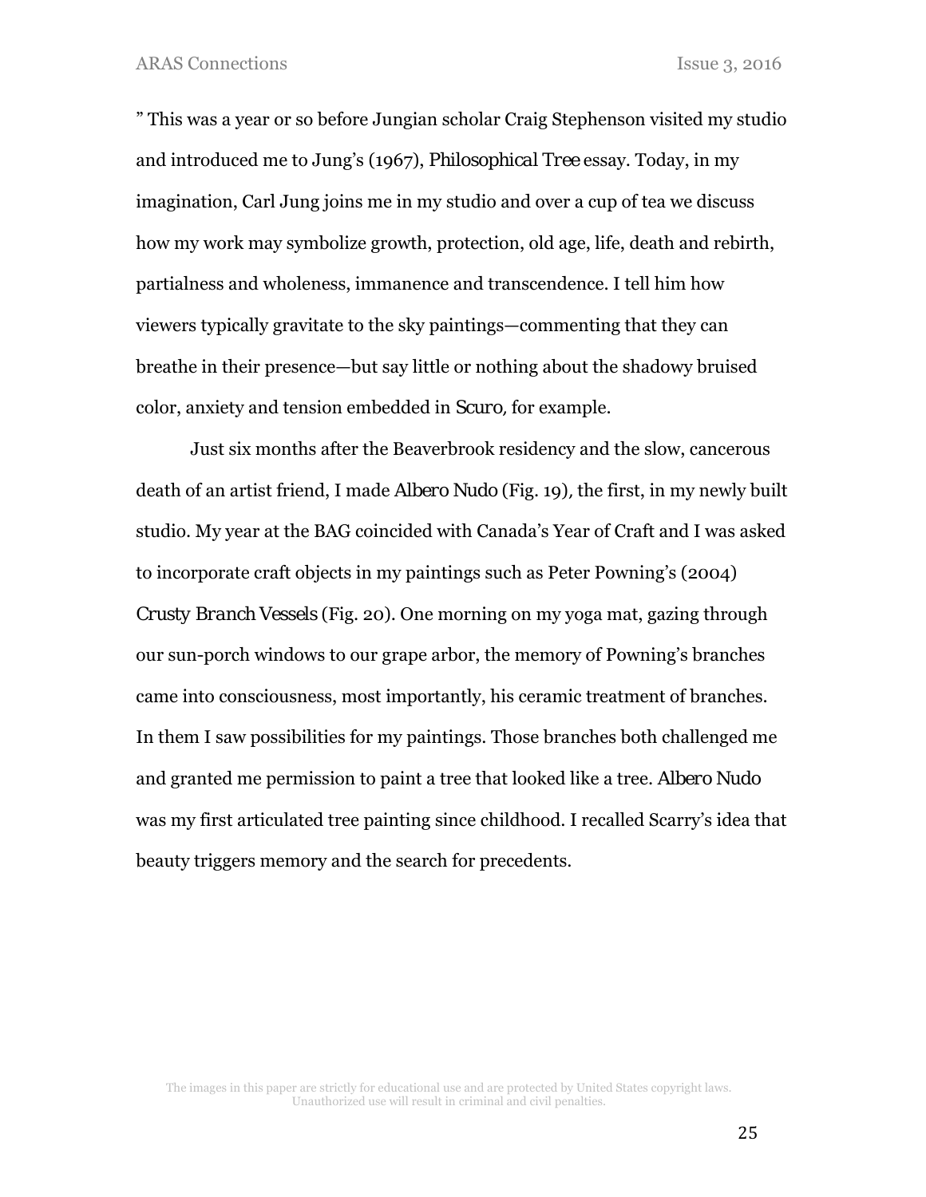” This was a year or so before Jungian scholar Craig Stephenson visited my studio and introduced me to Jung’s (1967), *Philosophical Tree* essay. Today, in my imagination, Carl Jung joins me in my studio and over a cup of tea we discuss how my work may symbolize growth, protection, old age, life, death and rebirth, partialness and wholeness, immanence and transcendence. I tell him how viewers typically gravitate to the sky paintings—commenting that they can breathe in their presence—but say little or nothing about the shadowy bruised color, anxiety and tension embedded in *Scuro*, for example.

Just six months after the Beaverbrook residency and the slow, cancerous death of an artist friend, I made *Albero Nudo* (Fig. 19), the first, in my newly built studio. My year at the BAG coincided with Canada’s Year of Craft and I was asked to incorporate craft objects in my paintings such as Peter Powning’s (2004) *Crusty Branch Vessels* (Fig. 20). One morning on my yoga mat, gazing through our sun-porch windows to our grape arbor, the memory of Powning’s branches came into consciousness, most importantly, his ceramic treatment of branches. In them I saw possibilities for my paintings. Those branches both challenged me and granted me permission to paint a tree that looked like a tree. *Albero Nudo* was my first articulated tree painting since childhood. I recalled Scarry’s idea that beauty triggers memory and the search for precedents.

The images in this paper are strictly for educational use and are protected by United States copyright laws. Unauthorized use will result in criminal and civil penalties.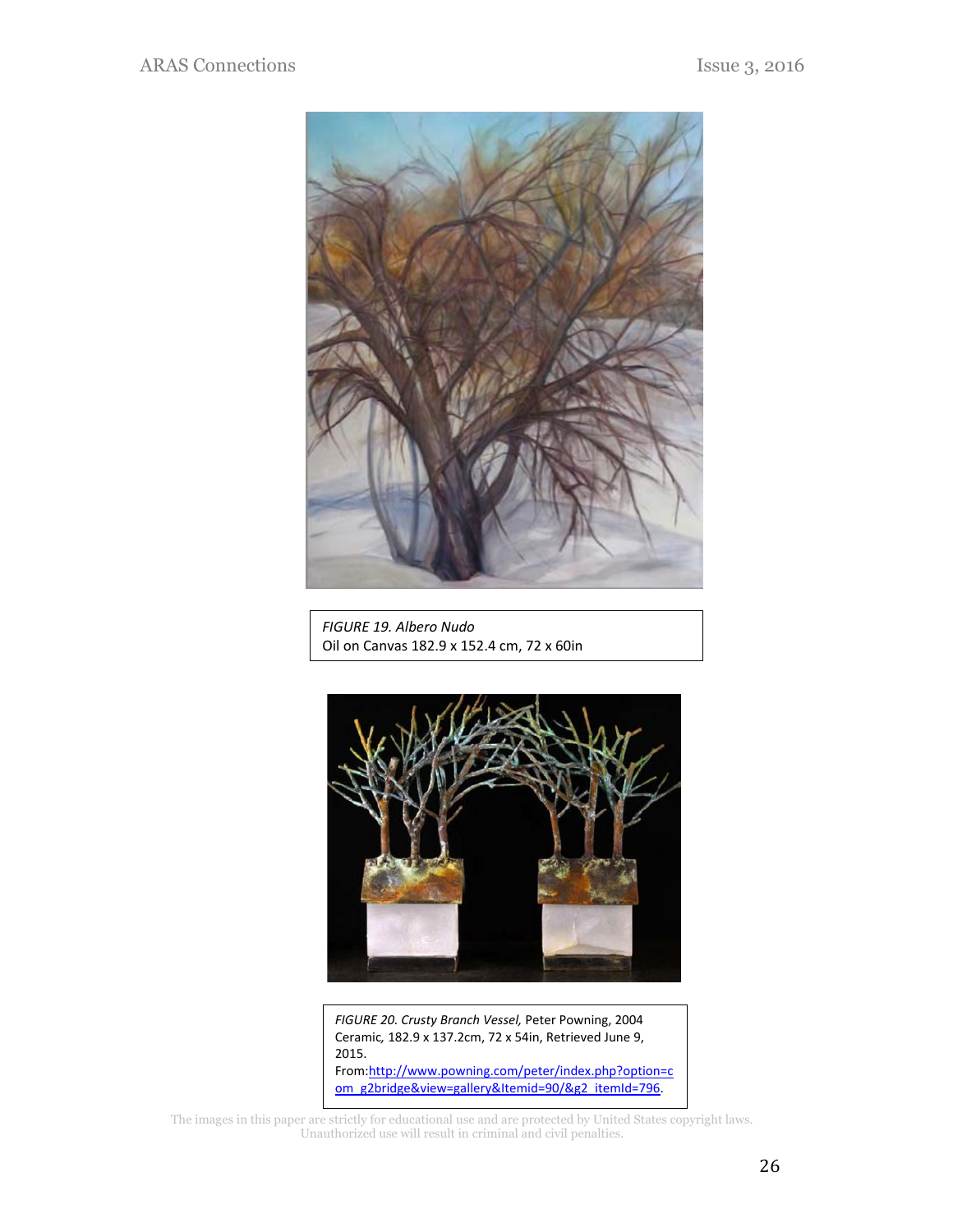*FIGURE 19. Albero Nudo*
Oil on Canvas 182.9 x 152.4 cm, 72 x 60in

*FIGURE 20. Crusty Branch Vessel,* Peter Powning, 2004
Ceramic*,* 182.9 x 137.2cm, 72 x 54in, Retrieved June 9, 2015.
From:[http://www.powning.com/peter/index.php?option=com_g2bridge&view=gallery&Itemid=90/&g2_itemId=796](http://www.powning.com/peter/index.php?option=com_g2bridge&view=gallery&Itemid=90/&g2_itemId=796).

The images in this paper are strictly for educational use and are protected by United States copyright laws. Unauthorized use will result in criminal and civil penalties.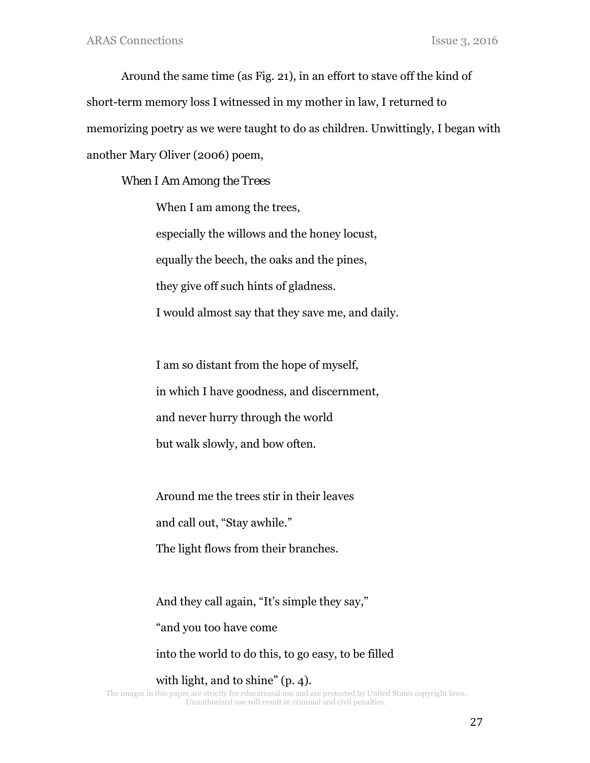Around the same time (as Fig. 21), in an effort to stave off the kind of short-term memory loss I witnessed in my mother in law, I returned to memorizing poetry as we were taught to do as children. Unwittingly, I began with another Mary Oliver (2006) poem,

*When I Am Among the Trees*

> When I am among the trees,
> especially the willows and the honey locust,
> equally the beech, the oaks and the pines,
> they give off such hints of gladness.
> I would almost say that they save me, and daily.
>
> I am so distant from the hope of myself,
> in which I have goodness, and discernment,
> and never hurry through the world
> but walk slowly, and bow often.
>
> Around me the trees stir in their leaves
> and call out, "Stay awhile."
> The light flows from their branches.
>
> And they call again, "It's simple they say,"
> "and you too have come
> into the world to do this, to go easy, to be filled
> with light, and to shine" (p. 4).

The images in this paper are strictly for educational use and are protected by United States copyright laws. Unauthorized use will result in criminal and civil penalties.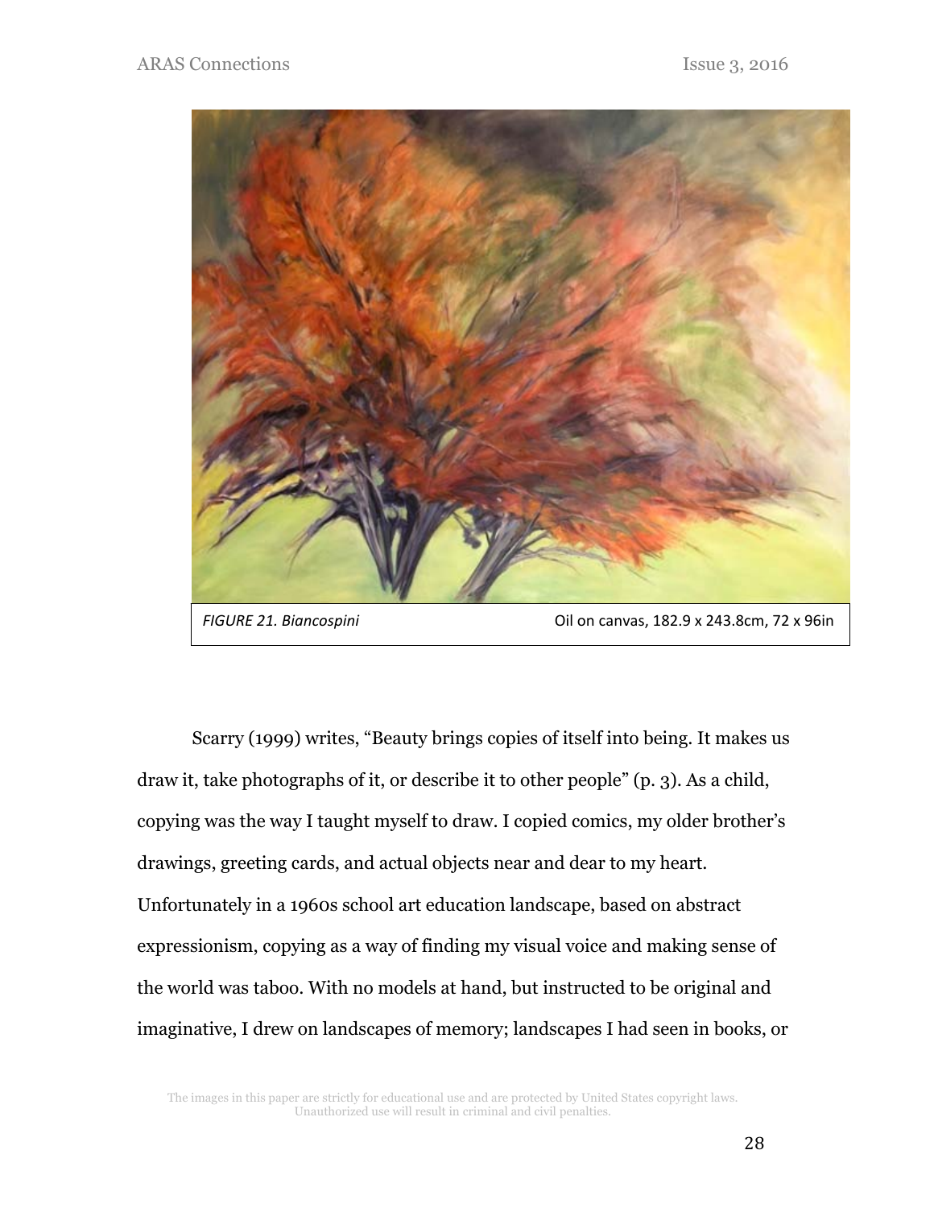*FIGURE 21. Biancospini* Oil on canvas, 182.9 x 243.8cm, 72 x 96in

Scarry (1999) writes, “Beauty brings copies of itself into being. It makes us draw it, take photographs of it, or describe it to other people” (p. 3). As a child, copying was the way I taught myself to draw. I copied comics, my older brother’s drawings, greeting cards, and actual objects near and dear to my heart. Unfortunately in a 1960s school art education landscape, based on abstract expressionism, copying as a way of finding my visual voice and making sense of the world was taboo. With no models at hand, but instructed to be original and imaginative, I drew on landscapes of memory; landscapes I had seen in books, or

The images in this paper are strictly for educational use and are protected by United States copyright laws. Unauthorized use will result in criminal and civil penalties.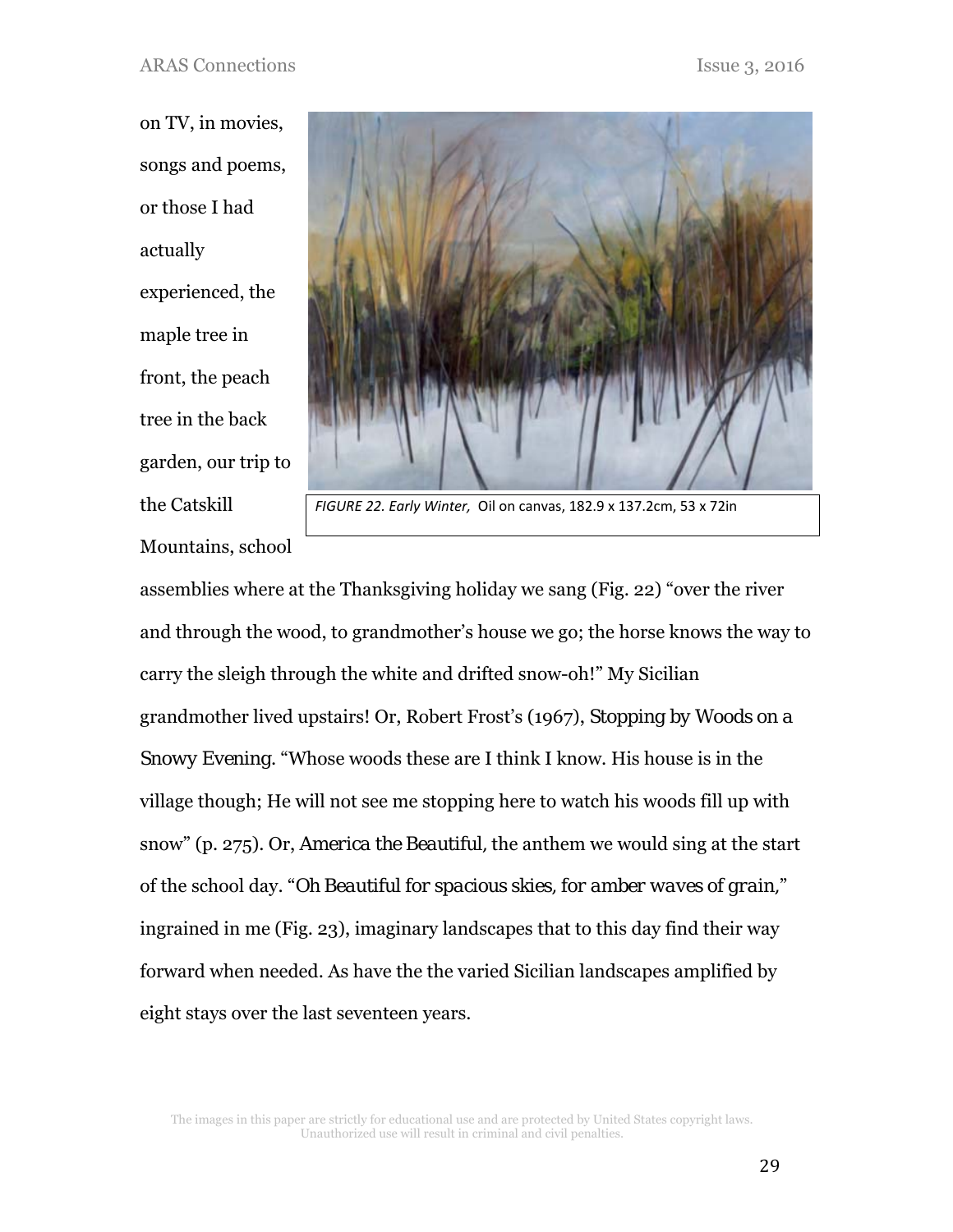on TV, in movies, songs and poems, or those I had actually experienced, the maple tree in front, the peach tree in the back garden, our trip to the Catskill Mountains, school assemblies where at the Thanksgiving holiday we sang (Fig. 22) "over the river and through the wood, to grandmother's house we go; the horse knows the way to carry the sleigh through the white and drifted snow-oh!" My Sicilian grandmother lived upstairs! Or, Robert Frost's (1967), *Stopping by Woods on a Snowy Evening*. "Whose woods these are I think I know. His house is in the village though; He will not see me stopping here to watch his woods fill up with snow" (p. 275). Or, *America the Beautiful*, the anthem we would sing at the start of the school day. "*Oh Beautiful for spacious skies, for amber waves of grain*," ingrained in me (Fig. 23), imaginary landscapes that to this day find their way forward when needed. As have the the varied Sicilian landscapes amplified by eight stays over the last seventeen years.

*FIGURE 22. Early Winter,* Oil on canvas, 182.9 x 137.2cm, 53 x 72in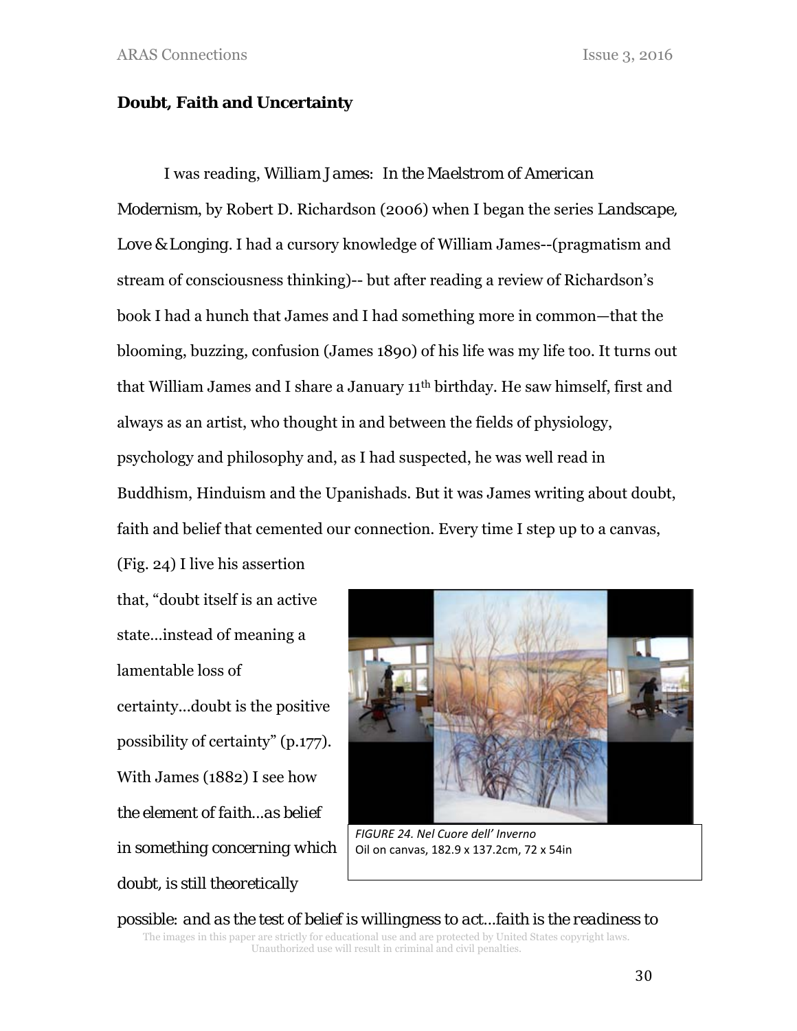**Doubt, Faith and Uncertainty**

I was reading, *William James: In the Maelstrom of American Modernism*, by Robert D. Richardson (2006) when I began the series *Landscape, Love & Longing*. I had a cursory knowledge of William James--(pragmatism and stream of consciousness thinking)-- but after reading a review of Richardson's book I had a hunch that James and I had something more in common—that the blooming, buzzing, confusion (James 1890) of his life was my life too. It turns out that William James and I share a January 11th birthday. He saw himself, first and always as an artist, who thought in and between the fields of physiology, psychology and philosophy and, as I had suspected, he was well read in Buddhism, Hinduism and the Upanishads. But it was James writing about doubt, faith and belief that cemented our connection. Every time I step up to a canvas, (Fig. 24) I live his assertion that, "doubt itself is an active state…instead of meaning a lamentable loss of certainty…doubt is the positive possibility of certainty" (p.177). With James (1882) I see how *the element of faith…as belief in something concerning which doubt, is still theoretically possible: and as the test of belief is willingness to act…faith is the readiness to*

*FIGURE 24. Nel Cuore dell' Inverno*
Oil on canvas, 182.9 x 137.2cm, 72 x 54in

The images in this paper are strictly for educational use and are protected by United States copyright laws. Unauthorized use will result in criminal and civil penalties.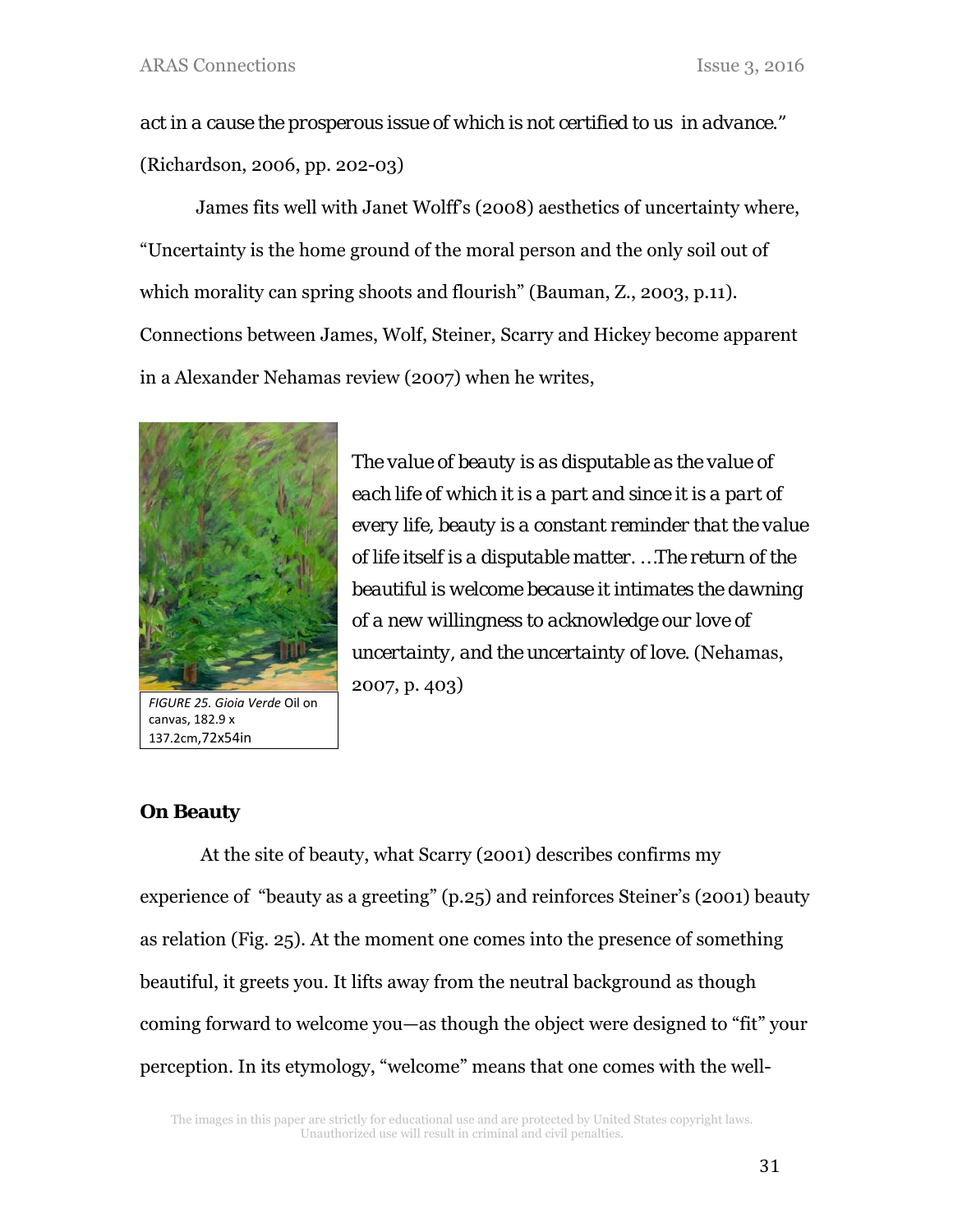*act in a cause the prosperous issue of which is not certified to us in advance."* (Richardson, 2006, pp. 202-03)

James fits well with Janet Wolff's (2008) aesthetics of uncertainty where, "Uncertainty is the home ground of the moral person and the only soil out of which morality can spring shoots and flourish" (Bauman, Z., 2003, p.11). Connections between James, Wolf, Steiner, Scarry and Hickey become apparent in a Alexander Nehamas review (2007) when he writes,

> *The value of beauty is as disputable as the value of each life of which it is a part and since it is a part of every life, beauty is a constant reminder that the value of life itself is a disputable matter. …The return of the beautiful is welcome because it intimates the dawning of a new willingness to acknowledge our love of uncertainty, and the uncertainty of love.* (Nehamas, 2007, p. 403)

*FIGURE 25. Gioia Verde* Oil on canvas, 182.9 x 137.2cm,72x54in

### On Beauty

At the site of beauty, what Scarry (2001) describes confirms my experience of "beauty as a greeting" (p.25) and reinforces Steiner's (2001) beauty as relation (Fig. 25). At the moment one comes into the presence of something beautiful, it greets you. It lifts away from the neutral background as though coming forward to welcome you—as though the object were designed to "fit" your perception. In its etymology, "welcome" means that one comes with the well-

The images in this paper are strictly for educational use and are protected by United States copyright laws. Unauthorized use will result in criminal and civil penalties.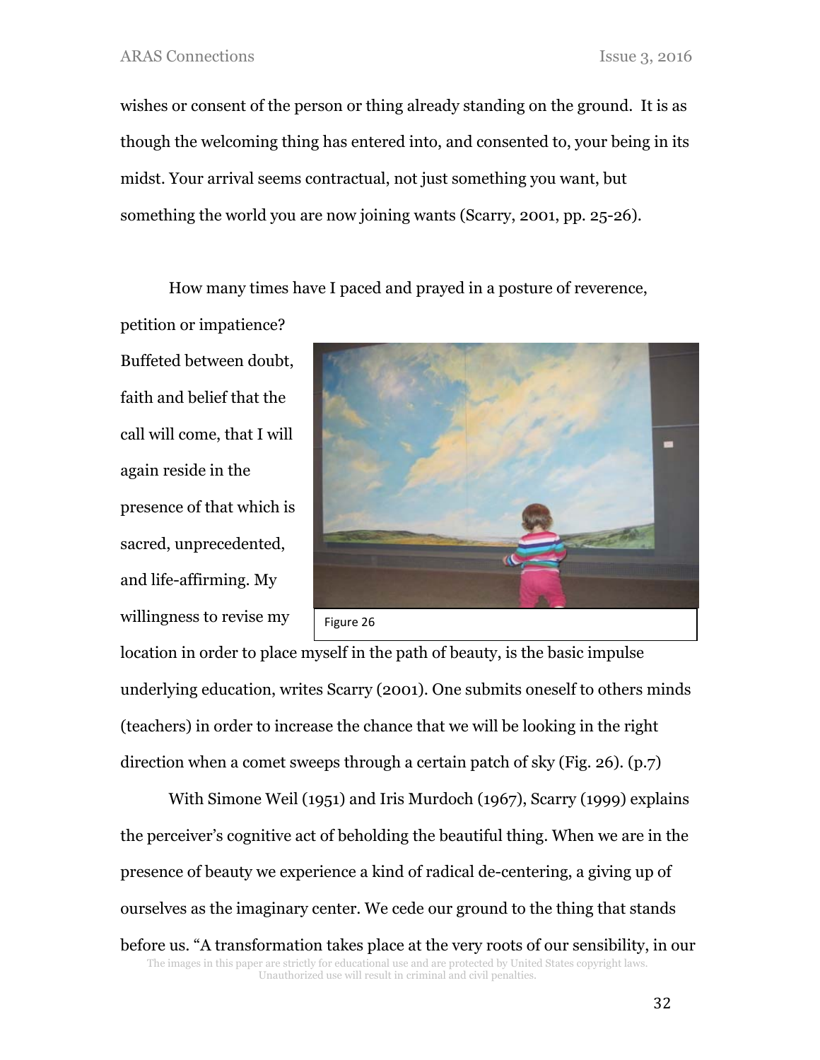wishes or consent of the person or thing already standing on the ground. It is as though the welcoming thing has entered into, and consented to, your being in its midst. Your arrival seems contractual, not just something you want, but something the world you are now joining wants (Scarry, 2001, pp. 25-26).

How many times have I paced and prayed in a posture of reverence, petition or impatience? Buffeted between doubt, faith and belief that the call will come, that I will again reside in the presence of that which is sacred, unprecedented, and life-affirming. My willingness to revise my location in order to place myself in the path of beauty, is the basic impulse underlying education, writes Scarry (2001). One submits oneself to others minds (teachers) in order to increase the chance that we will be looking in the right direction when a comet sweeps through a certain patch of sky (Fig. 26). (p.7)

Figure 26

With Simone Weil (1951) and Iris Murdoch (1967), Scarry (1999) explains the perceiver's cognitive act of beholding the beautiful thing. When we are in the presence of beauty we experience a kind of radical de-centering, a giving up of ourselves as the imaginary center. We cede our ground to the thing that stands before us. "A transformation takes place at the very roots of our sensibility, in our

The images in this paper are strictly for educational use and are protected by United States copyright laws. Unauthorized use will result in criminal and civil penalties.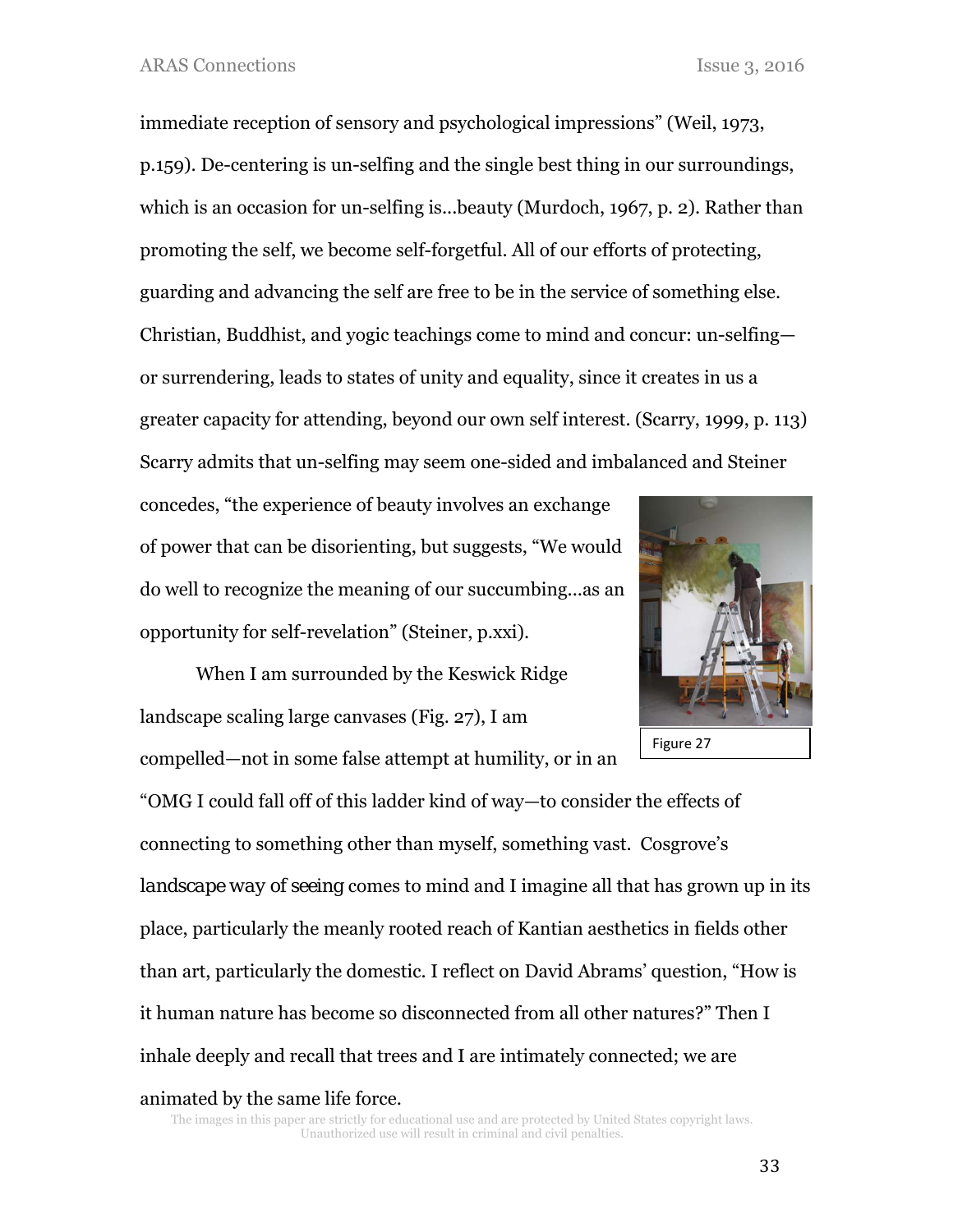immediate reception of sensory and psychological impressions" (Weil, 1973, p.159). De-centering is un-selfing and the single best thing in our surroundings, which is an occasion for un-selfing is…beauty (Murdoch, 1967, p. 2). Rather than promoting the self, we become self-forgetful. All of our efforts of protecting, guarding and advancing the self are free to be in the service of something else. Christian, Buddhist, and yogic teachings come to mind and concur: un-selfing—or surrendering, leads to states of unity and equality, since it creates in us a greater capacity for attending, beyond our own self interest. (Scarry, 1999, p. 113) Scarry admits that un-selfing may seem one-sided and imbalanced and Steiner concedes, "the experience of beauty involves an exchange of power that can be disorienting, but suggests, "We would do well to recognize the meaning of our succumbing…as an opportunity for self-revelation" (Steiner, p.xxi).

Figure 27

When I am surrounded by the Keswick Ridge landscape scaling large canvases (Fig. 27), I am compelled—not in some false attempt at humility, or in an "OMG I could fall off of this ladder kind of way—to consider the effects of connecting to something other than myself, something vast. Cosgrove's *landscape way of seeing* comes to mind and I imagine all that has grown up in its place, particularly the meanly rooted reach of Kantian aesthetics in fields other than art, particularly the domestic. I reflect on David Abrams' question, "How is it human nature has become so disconnected from all other natures?" Then I inhale deeply and recall that trees and I are intimately connected; we are animated by the same life force.

The images in this paper are strictly for educational use and are protected by United States copyright laws. Unauthorized use will result in criminal and civil penalties.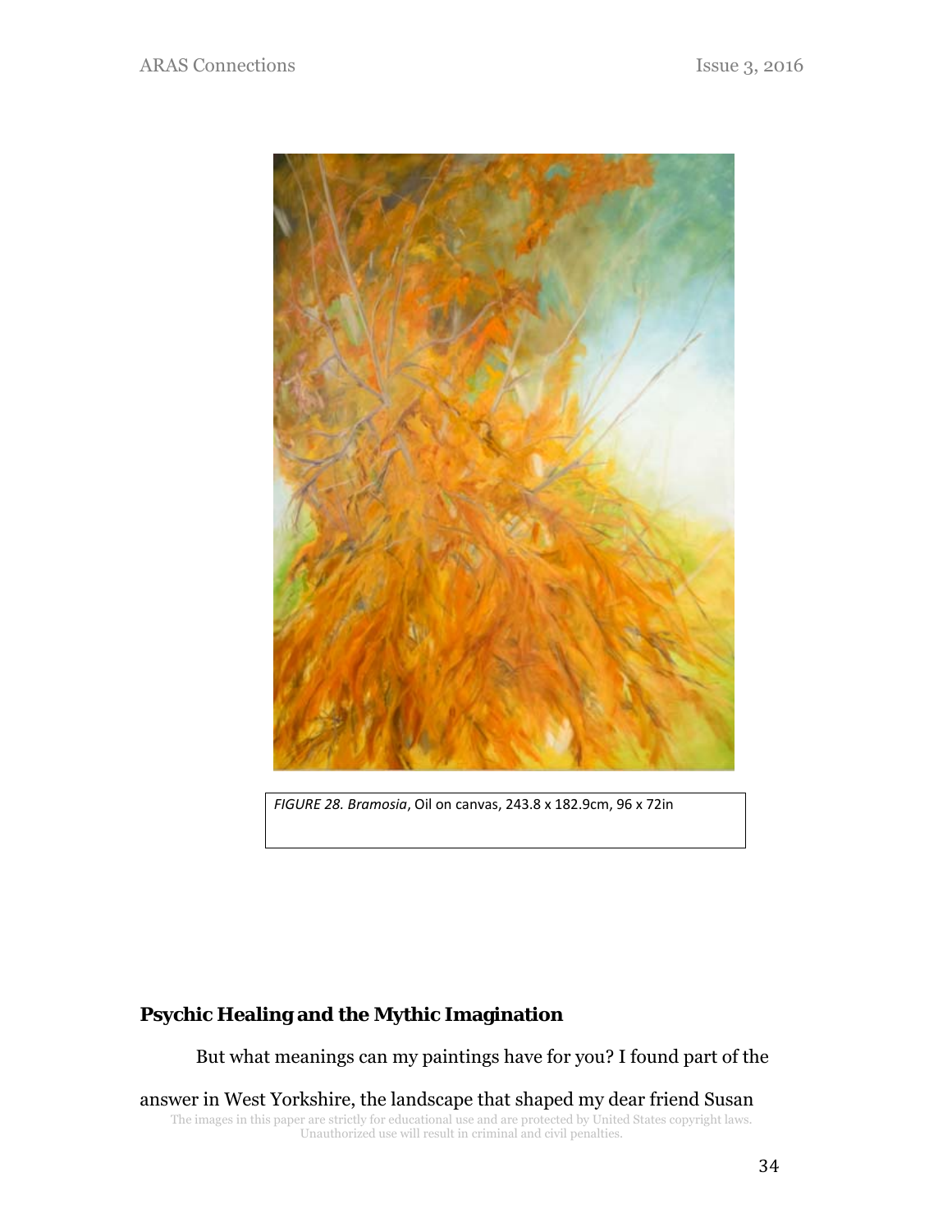*FIGURE 28. Bramosia*, Oil on canvas, 243.8 x 182.9cm, 96 x 72in

## Psychic Healing and the Mythic Imagination

But what meanings can my paintings have for you? I found part of the answer in West Yorkshire, the landscape that shaped my dear friend Susan

The images in this paper are strictly for educational use and are protected by United States copyright laws. Unauthorized use will result in criminal and civil penalties.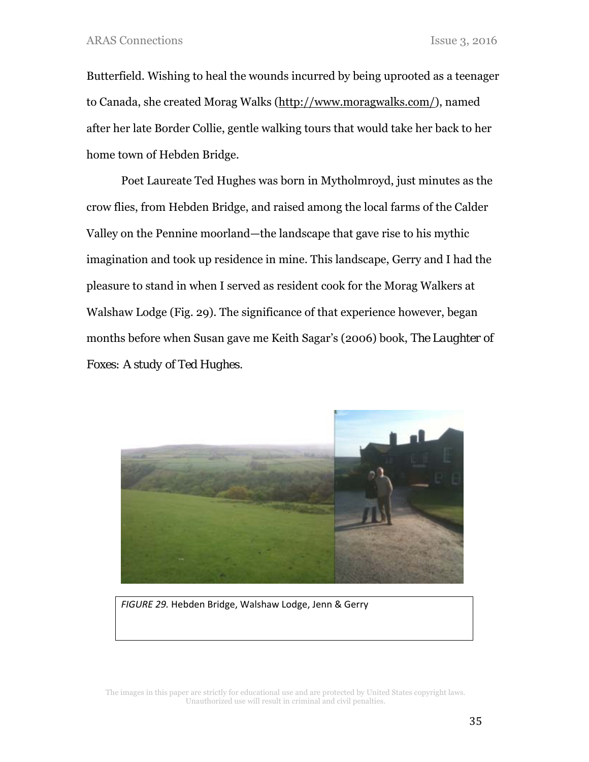Butterfield. Wishing to heal the wounds incurred by being uprooted as a teenager to Canada, she created Morag Walks (http://www.moragwalks.com/), named after her late Border Collie, gentle walking tours that would take her back to her home town of Hebden Bridge.

Poet Laureate Ted Hughes was born in Mytholmroyd, just minutes as the crow flies, from Hebden Bridge, and raised among the local farms of the Calder Valley on the Pennine moorland—the landscape that gave rise to his mythic imagination and took up residence in mine. This landscape, Gerry and I had the pleasure to stand in when I served as resident cook for the Morag Walkers at Walshaw Lodge (Fig. 29). The significance of that experience however, began months before when Susan gave me Keith Sagar's (2006) book, *The Laughter of Foxes: A study of Ted Hughes.*

*FIGURE 29.* Hebden Bridge, Walshaw Lodge, Jenn & Gerry

The images in this paper are strictly for educational use and are protected by United States copyright laws. Unauthorized use will result in criminal and civil penalties.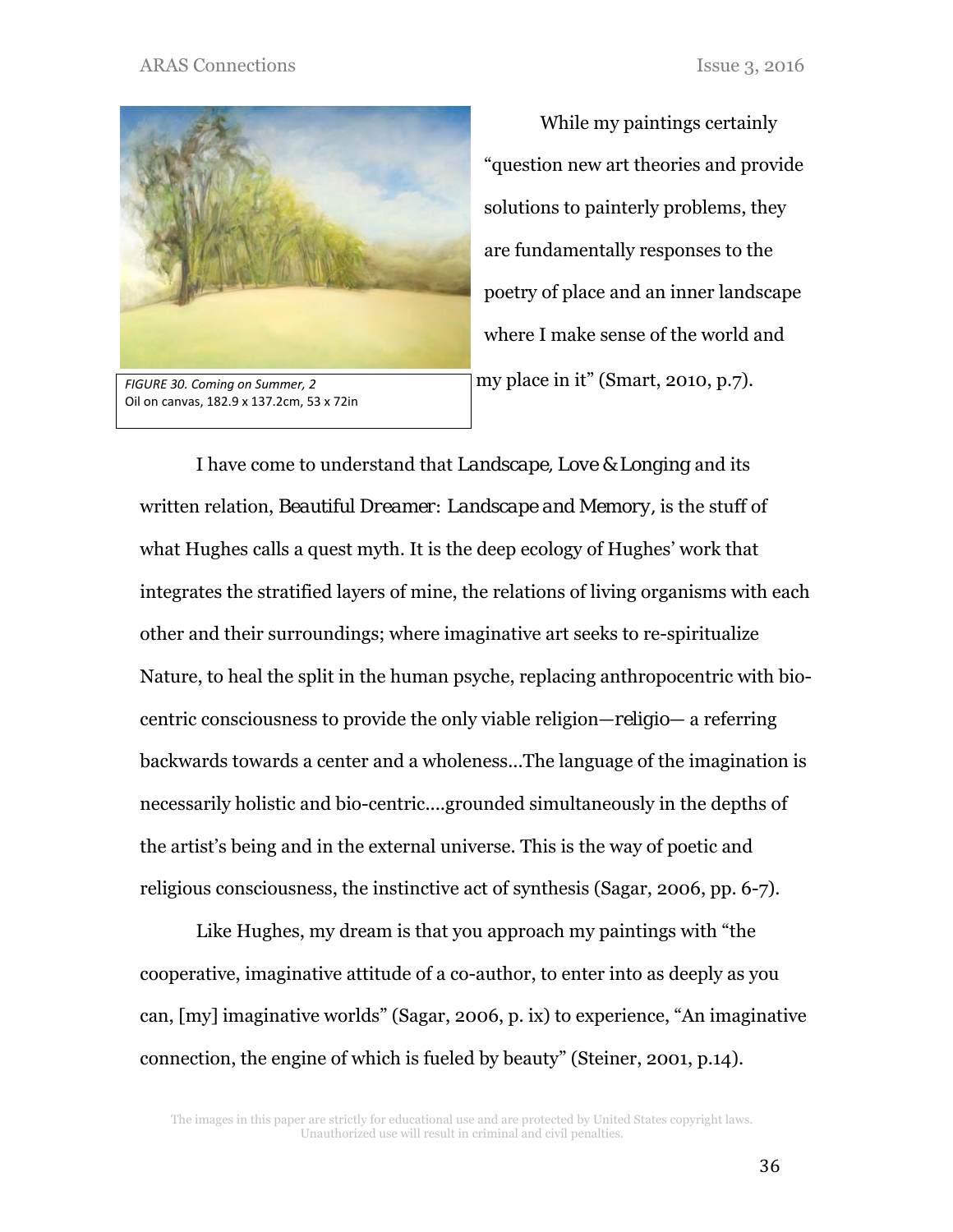*FIGURE 30. Coming on Summer, 2*
Oil on canvas, 182.9 x 137.2cm, 53 x 72in

While my paintings certainly "question new art theories and provide solutions to painterly problems, they are fundamentally responses to the poetry of place and an inner landscape where I make sense of the world and my place in it" (Smart, 2010, p.7).

I have come to understand that *Landscape, Love & Longing* and its written relation, *Beautiful Dreamer: Landscape and Memory*, is the stuff of what Hughes calls a quest myth. It is the deep ecology of Hughes' work that integrates the stratified layers of mine, the relations of living organisms with each other and their surroundings; where imaginative art seeks to re-spiritualize Nature, to heal the split in the human psyche, replacing anthropocentric with bio-centric consciousness to provide the only viable religion—*religio*— a referring backwards towards a center and a wholeness…The language of the imagination is necessarily holistic and bio-centric….grounded simultaneously in the depths of the artist's being and in the external universe. This is the way of poetic and religious consciousness, the instinctive act of synthesis (Sagar, 2006, pp. 6-7).

Like Hughes, my dream is that you approach my paintings with "the cooperative, imaginative attitude of a co-author, to enter into as deeply as you can, [my] imaginative worlds" (Sagar, 2006, p. ix) to experience, "An imaginative connection, the engine of which is fueled by beauty" (Steiner, 2001, p.14).

The images in this paper are strictly for educational use and are protected by United States copyright laws. Unauthorized use will result in criminal and civil penalties.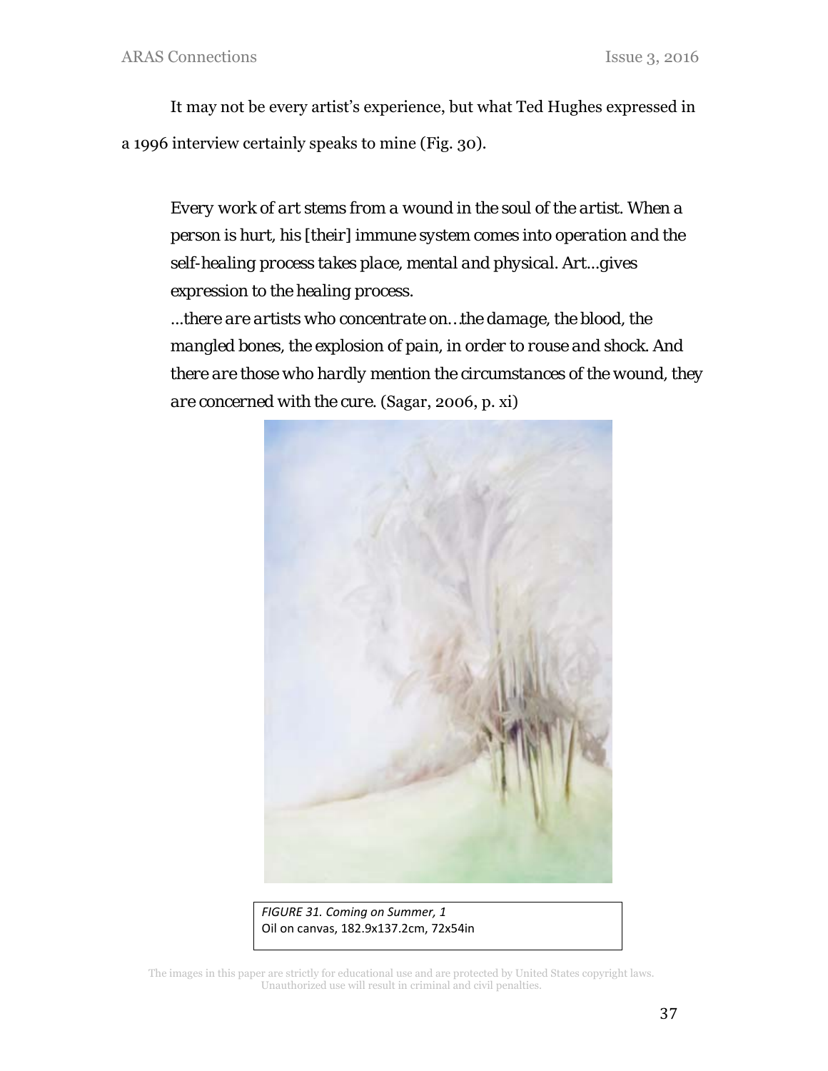It may not be every artist's experience, but what Ted Hughes expressed in a 1996 interview certainly speaks to mine (Fig. 30).

> *Every work of art stems from a wound in the soul of the artist. When a person is hurt, his [their] immune system comes into operation and the self-healing process takes place, mental and physical. Art...gives expression to the healing process.*
> *...there are artists who concentrate on…the damage, the blood, the mangled bones, the explosion of pain, in order to rouse and shock. And there are those who hardly mention the circumstances of the wound, they are concerned with the cure.* (Sagar, 2006, p. xi)

*FIGURE 31. Coming on Summer, 1*
Oil on canvas, 182.9x137.2cm, 72x54in

The images in this paper are strictly for educational use and are protected by United States copyright laws. Unauthorized use will result in criminal and civil penalties.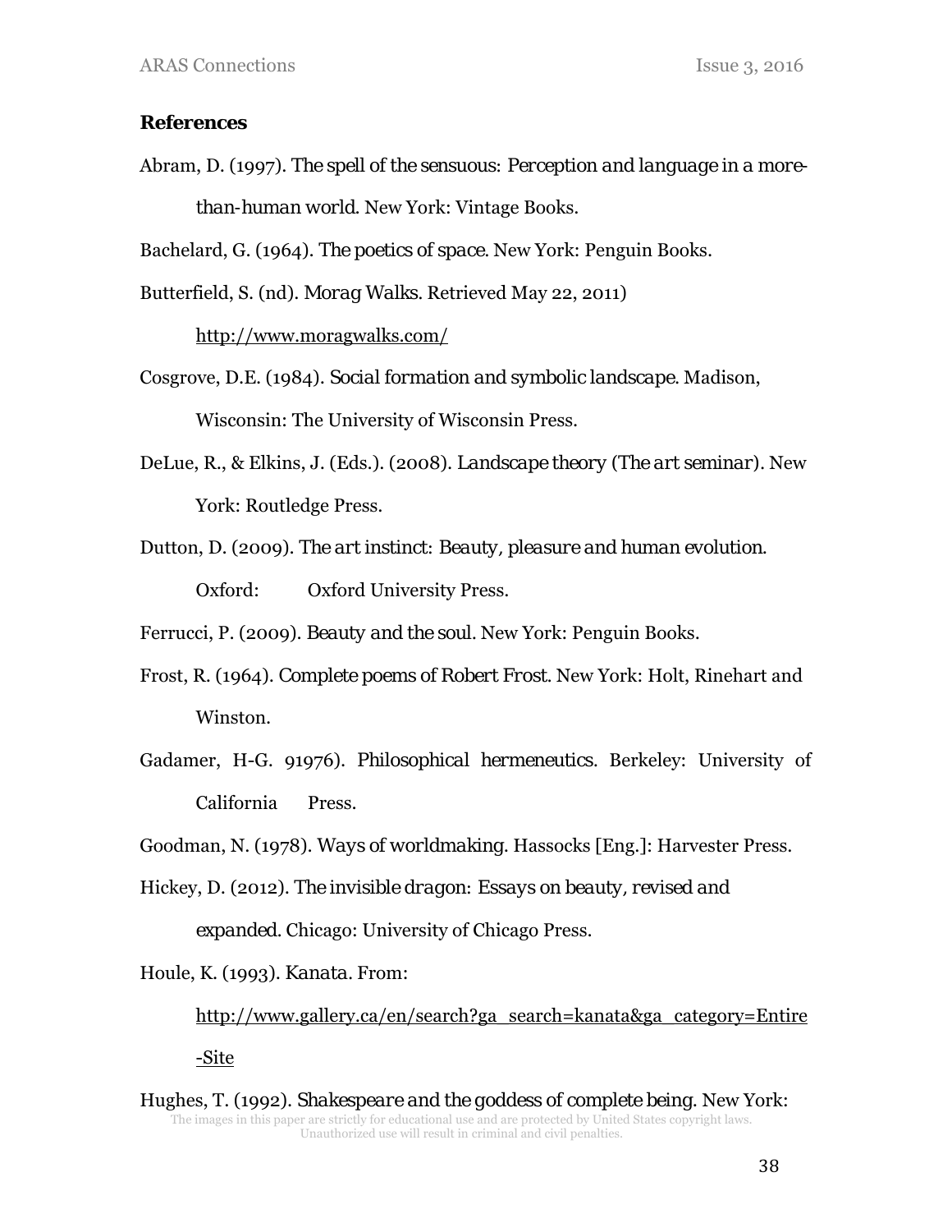**References**

Abram, D. (1997). *The spell of the sensuous: Perception and language in a more-than-human world*. New York: Vintage Books.

Bachelard, G. (1964). *The poetics of space*. New York: Penguin Books.

Butterfield, S. (nd). *Morag Walks*. Retrieved May 22, 2011) http://www.moragwalks.com/

Cosgrove, D.E. (1984). *Social formation and symbolic landscape*. Madison, Wisconsin: The University of Wisconsin Press.

DeLue, R., & Elkins, J. (Eds.). (2008). *Landscape theory (The art seminar)*. New York: Routledge Press.

Dutton, D. (2009). *The art instinct: Beauty, pleasure and human evolution*. Oxford: Oxford University Press.

Ferrucci, P. (2009). *Beauty and the soul*. New York: Penguin Books.

Frost, R. (1964). *Complete poems of Robert Frost*. New York: Holt, Rinehart and Winston.

Gadamer, H-G. 91976). *Philosophical hermeneutics*. Berkeley: University of California Press.

Goodman, N. (1978). *Ways of worldmaking*. Hassocks [Eng.]: Harvester Press.

Hickey, D. (2012). *The invisible dragon: Essays on beauty, revised and expanded*. Chicago: University of Chicago Press.

Houle, K. (1993). *Kanata*. From: http://www.gallery.ca/en/search?ga_search=kanata&ga_category=Entire-Site

Hughes, T. (1992). *Shakespeare and the goddess of complete being*. New York:

The images in this paper are strictly for educational use and are protected by United States copyright laws. Unauthorized use will result in criminal and civil penalties.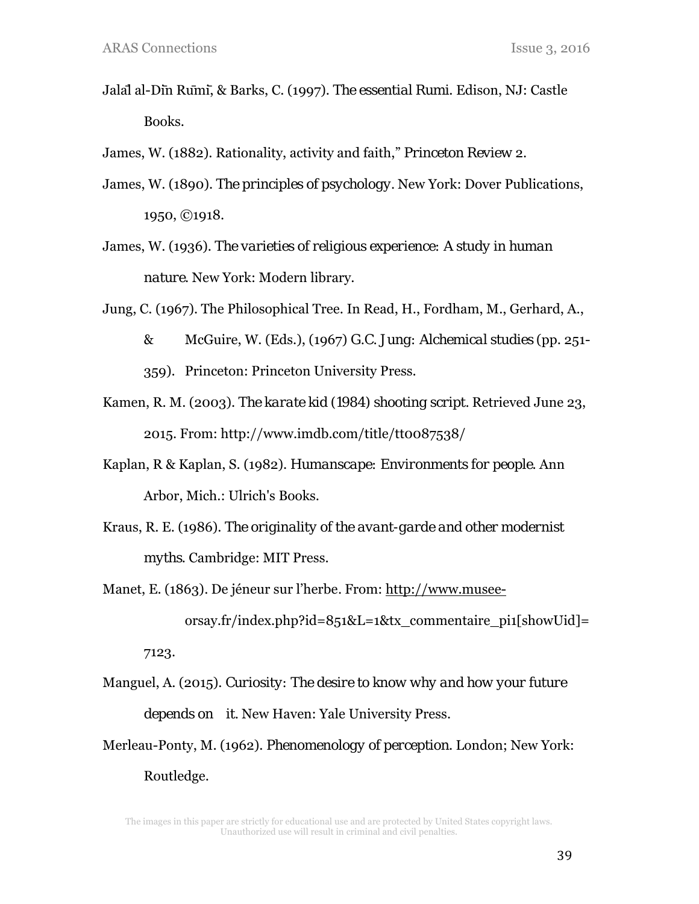Jalāl al-Dīn Rūmī, & Barks, C. (1997). *The essential Rumi*. Edison, NJ: Castle Books.

James, W. (1882). Rationality, activity and faith," *Princeton Review* 2.

James, W. (1890). *The principles of psychology*. New York: Dover Publications, 1950, ©1918.

James, W. (1936). *The varieties of religious experience: A study in human nature*. New York: Modern library.

Jung, C. (1967). The Philosophical Tree. In Read, H., Fordham, M., Gerhard, A., & McGuire, W. (Eds.), (1967) *G.C. Jung: Alchemical studies* (pp. 251-359). Princeton: Princeton University Press.

Kamen, R. M. (2003). *The karate kid (1984) shooting script*. Retrieved June 23, 2015. From: http://www.imdb.com/title/tt0087538/

Kaplan, R & Kaplan, S. (1982). *Humanscape: Environments for people*. Ann Arbor, Mich.: Ulrich's Books.

Kraus, R. E. (1986). *The originality of the avant-garde and other modernist myths*. Cambridge: MIT Press.

Manet, E. (1863). De jéneur sur l'herbe. From: http://www.musee-orsay.fr/index.php?id=851&L=1&tx_commentaire_pi1[showUid]=7123.

Manguel, A. (2015). *Curiosity: The desire to know why and how your future depends on* it. New Haven: Yale University Press.

Merleau-Ponty, M. (1962). *Phenomenology of perception*. London; New York: Routledge.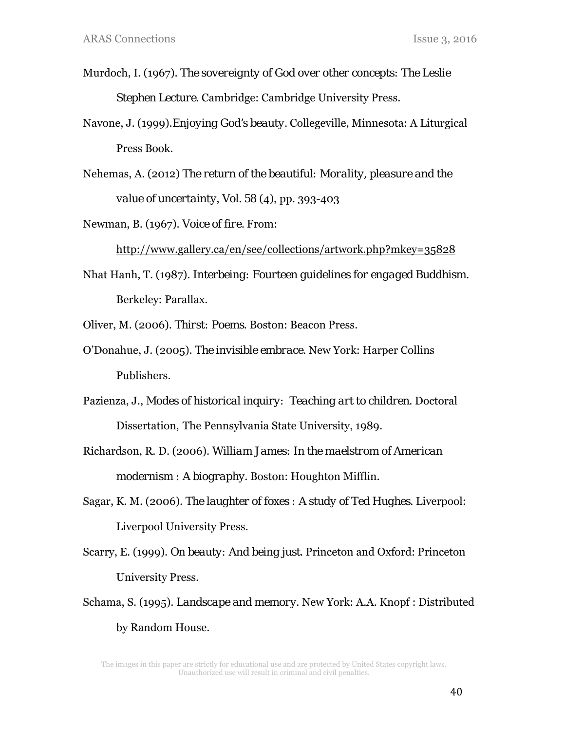Murdoch, I. (1967). *The sovereignty of God over other concepts: The Leslie Stephen Lecture.* Cambridge: Cambridge University Press.

Navone, J. (1999).*Enjoying God's beauty*. Collegeville, Minnesota: A Liturgical Press Book.

Nehemas, A. (2012) *The return of the beautiful: Morality, pleasure and the value of uncertainty*, Vol. 58 (4), pp. 393-403

Newman, B. (1967). *Voice of fire*. From: http://www.gallery.ca/en/see/collections/artwork.php?mkey=35828

Nhat Hanh, T. (1987). *Interbeing: Fourteen guidelines for engaged Buddhism.* Berkeley: Parallax.

Oliver, M. (2006). *Thirst: Poems.* Boston: Beacon Press.

O'Donahue, J. (2005). *The invisible embrace.* New York: Harper Collins Publishers.

Pazienza, J., *Modes of historical inquiry: Teaching art to children.* Doctoral Dissertation, The Pennsylvania State University, 1989.

Richardson, R. D. (2006). *William James: In the maelstrom of American modernism : A biography.* Boston: Houghton Mifflin.

Sagar, K. M. (2006). *The laughter of foxes : A study of Ted Hughes.* Liverpool: Liverpool University Press.

Scarry, E. (1999). *On beauty: And being just.* Princeton and Oxford: Princeton University Press.

Schama, S. (1995). *Landscape and memory.* New York: A.A. Knopf : Distributed by Random House.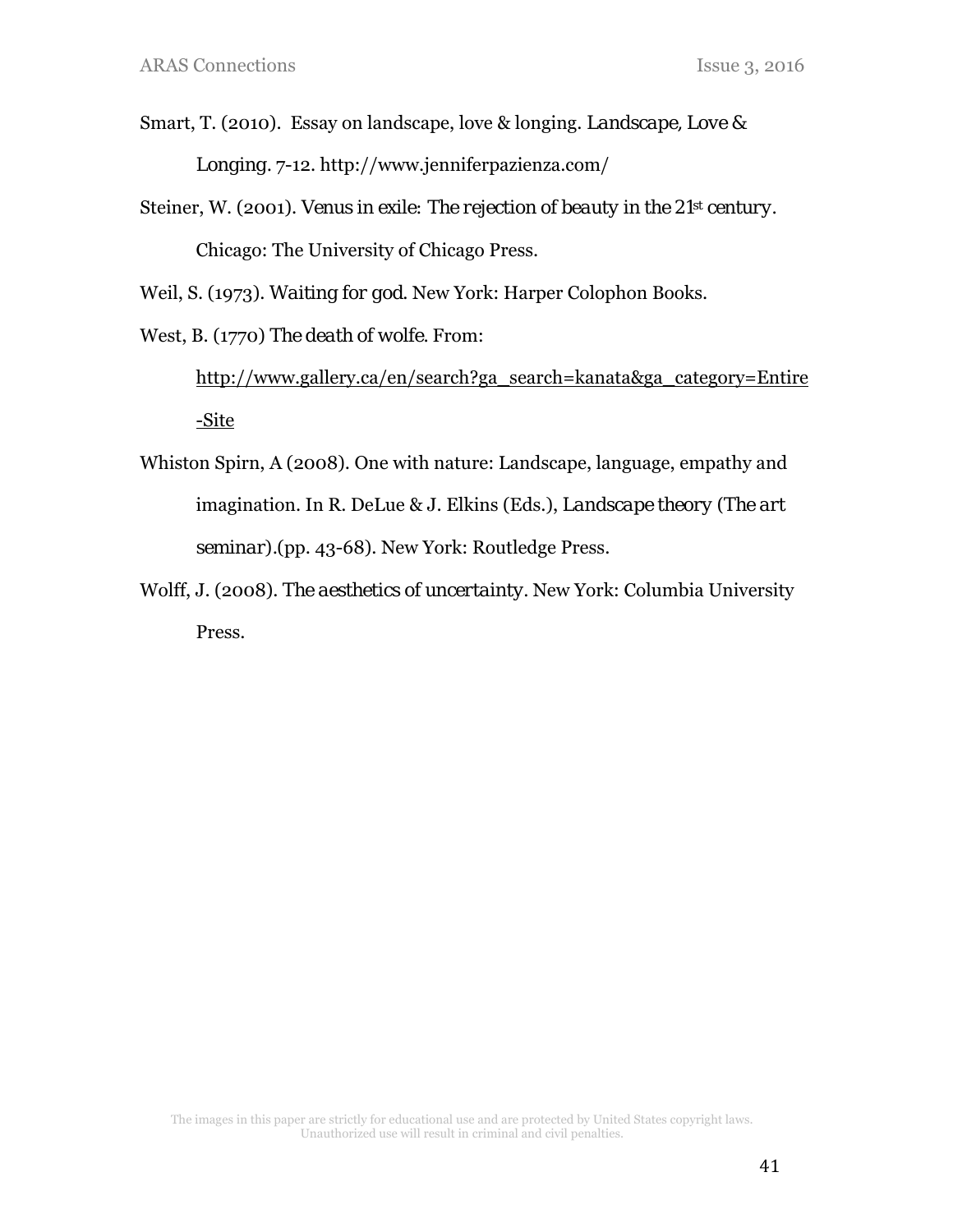Smart, T. (2010). Essay on landscape, love & longing. *Landscape, Love & Longing*. 7-12. http://www.jenniferpazienza.com/

Steiner, W. (2001). *Venus in exile: The rejection of beauty in the 21st century*. Chicago: The University of Chicago Press.

Weil, S. (1973). *Waiting for god*. New York: Harper Colophon Books.

West, B. (1770) *The death of wolfe*. From: http://www.gallery.ca/en/search?ga_search=kanata&ga_category=Entire-Site

Whiston Spirn, A (2008). One with nature: Landscape, language, empathy and imagination. In R. DeLue & J. Elkins (Eds.), *Landscape theory (The art seminar)*.(pp. 43-68). New York: Routledge Press.

Wolff, J. (2008). *The aesthetics of uncertainty*. New York: Columbia University Press.

The images in this paper are strictly for educational use and are protected by United States copyright laws. Unauthorized use will result in criminal and civil penalties.